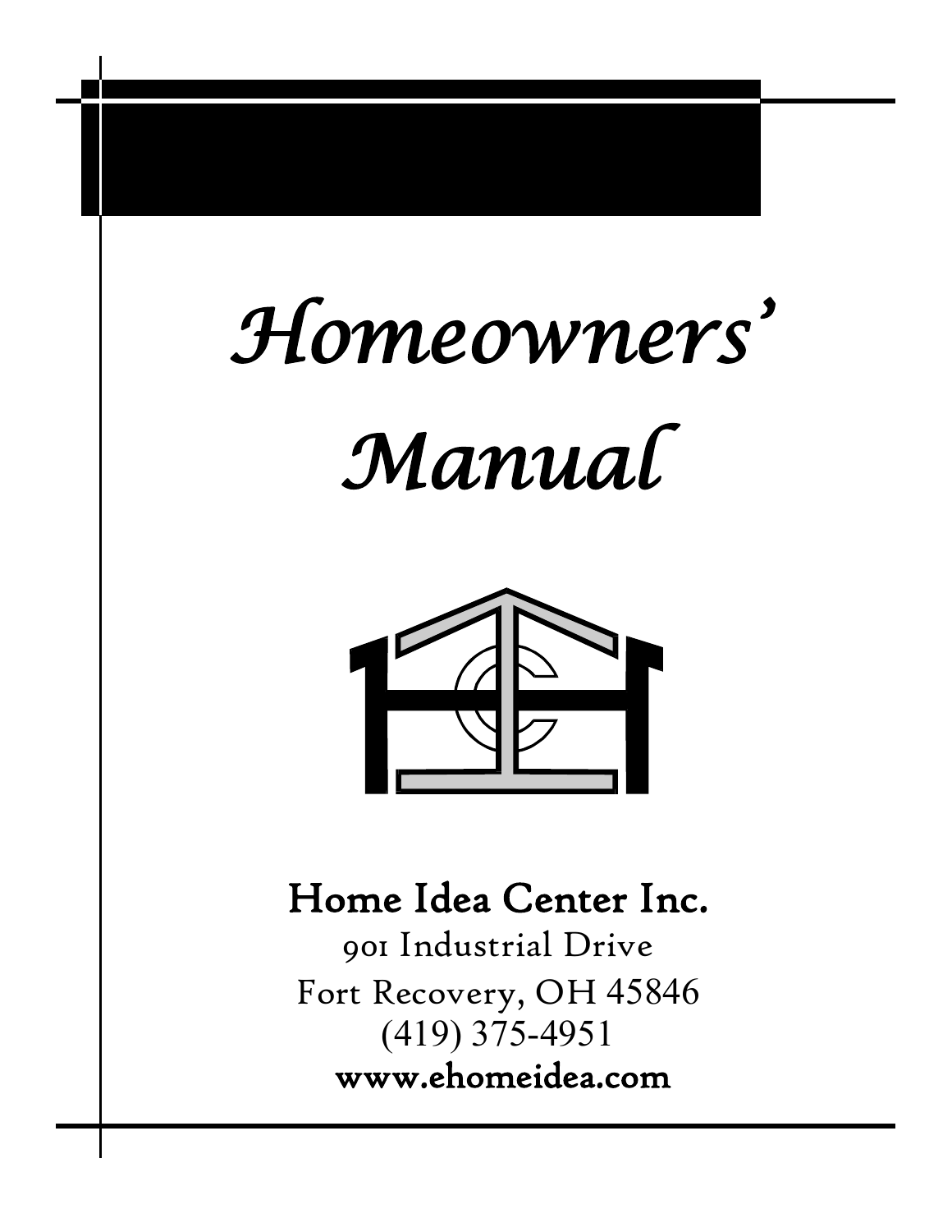# *Homeowners' Manual*

**Home Idea Center Inc.**

901 Industrial Drive
Fort Recovery, OH 45846
(419) 375-4951
**www.ehomeidea.com**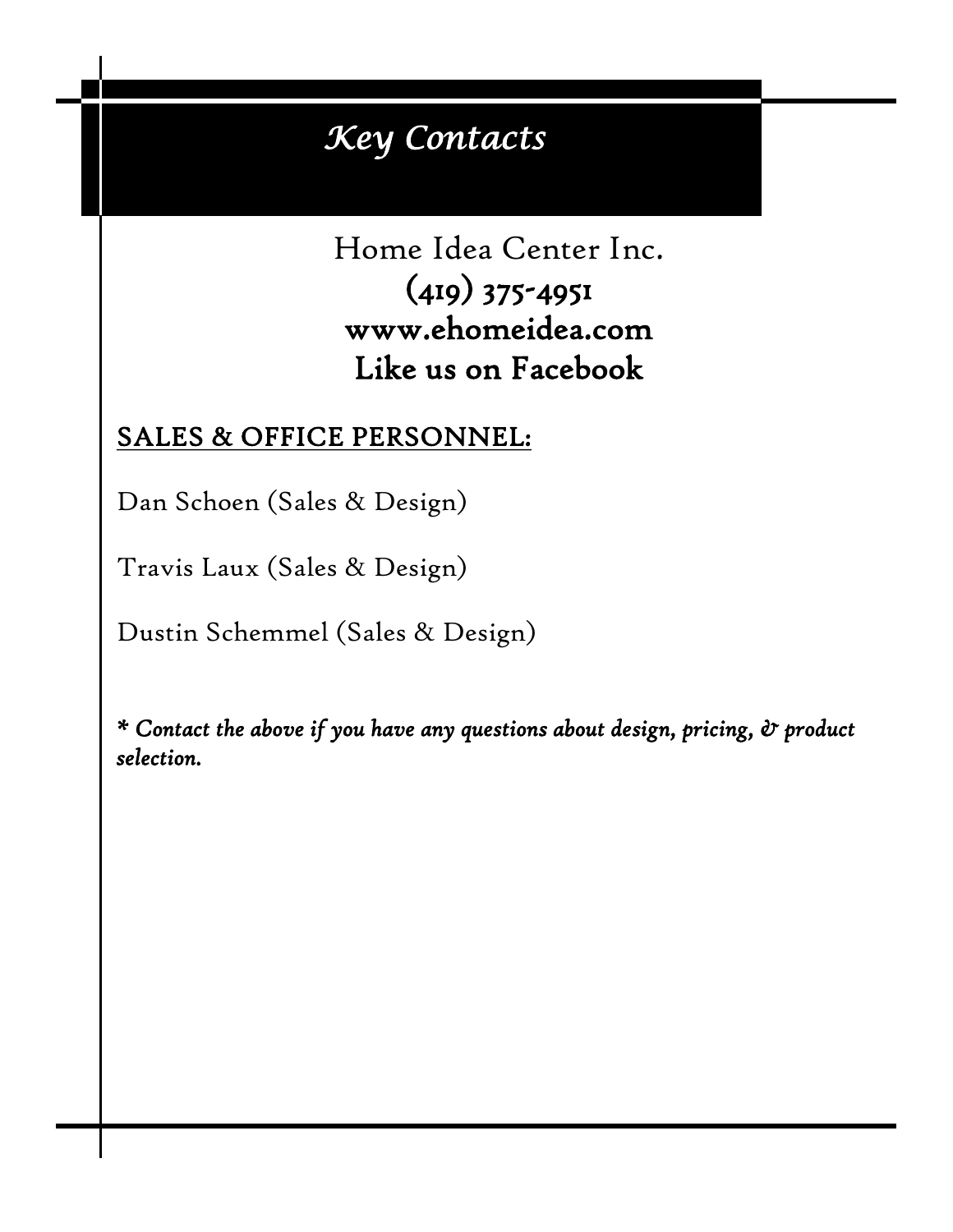# *Key Contacts*

Home Idea Center Inc.
**(419) 375-4951**
**www.ehomeidea.com**
**Like us on Facebook**

## SALES & OFFICE PERSONNEL:

Dan Schoen (Sales & Design)

Travis Laux (Sales & Design)

Dustin Schemmel (Sales & Design)

***\* Contact the above if you have any questions about design, pricing, & product selection.***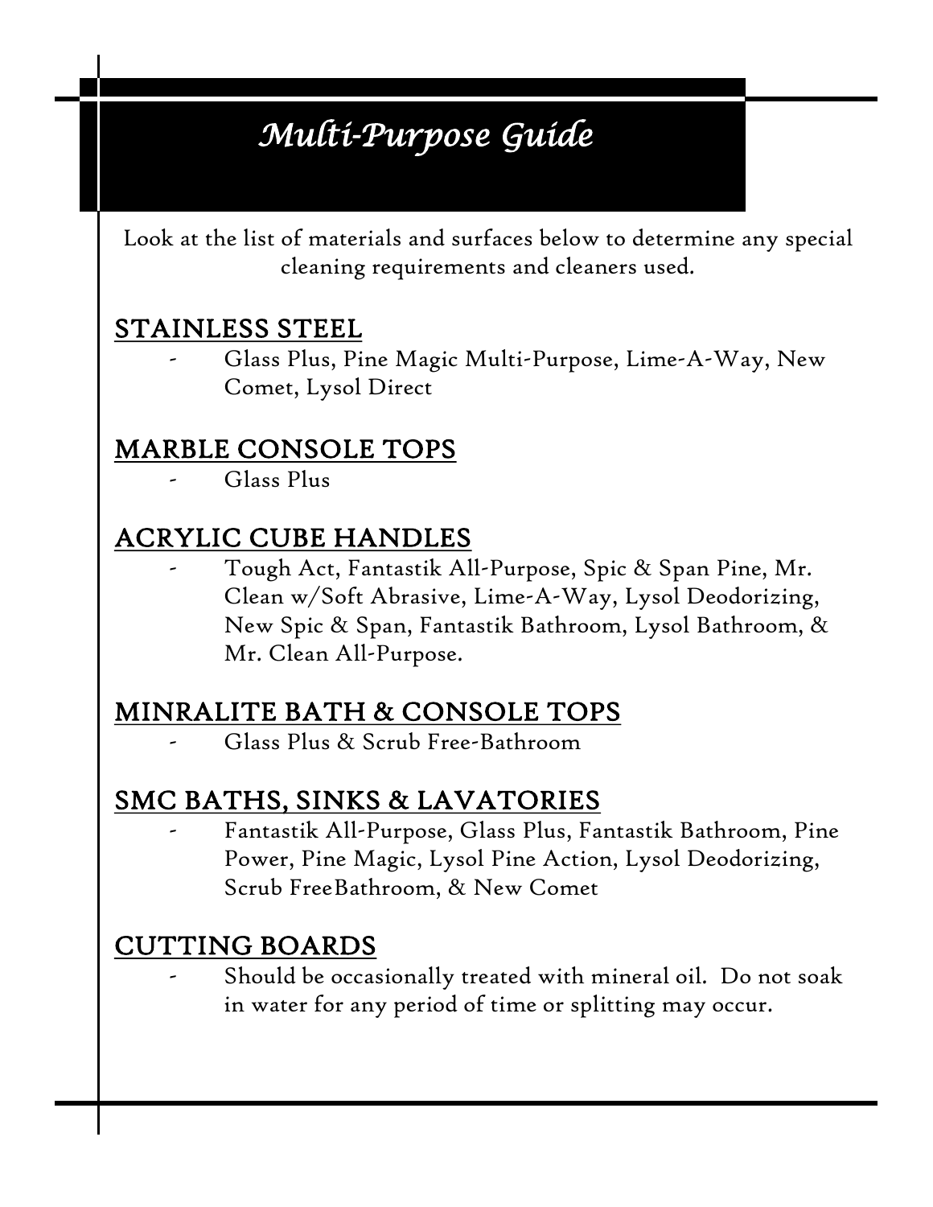# *Multi-Purpose Guide*

Look at the list of materials and surfaces below to determine any special cleaning requirements and cleaners used.

## STAINLESS STEEL

- Glass Plus, Pine Magic Multi-Purpose, Lime-A-Way, New Comet, Lysol Direct

## MARBLE CONSOLE TOPS

- Glass Plus

## ACRYLIC CUBE HANDLES

- Tough Act, Fantastik All-Purpose, Spic & Span Pine, Mr. Clean w/Soft Abrasive, Lime-A-Way, Lysol Deodorizing, New Spic & Span, Fantastik Bathroom, Lysol Bathroom, & Mr. Clean All-Purpose.

## MINRALITE BATH & CONSOLE TOPS

- Glass Plus & Scrub Free-Bathroom

## SMC BATHS, SINKS & LAVATORIES

- Fantastik All-Purpose, Glass Plus, Fantastik Bathroom, Pine Power, Pine Magic, Lysol Pine Action, Lysol Deodorizing, Scrub FreeBathroom, & New Comet

## CUTTING BOARDS

- Should be occasionally treated with mineral oil. Do not soak in water for any period of time or splitting may occur.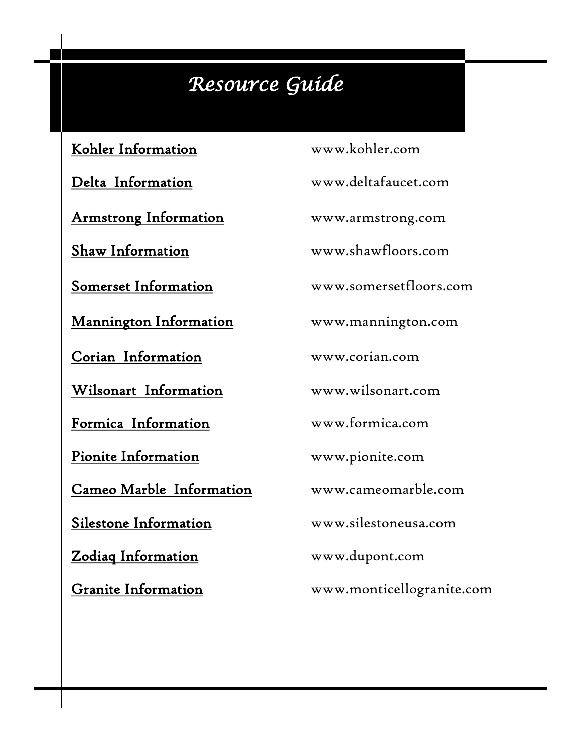# *Resource Guide*

| | |
|---|---|
| Kohler Information | www.kohler.com |
| Delta Information | www.deltafaucet.com |
| Armstrong Information | www.armstrong.com |
| Shaw Information | www.shawfloors.com |
| Somerset Information | www.somersetfloors.com |
| Mannington Information | www.mannington.com |
| Corian Information | www.corian.com |
| Wilsonart Information | www.wilsonart.com |
| Formica Information | www.formica.com |
| Pionite Information | www.pionite.com |
| Cameo Marble Information | www.cameomarble.com |
| Silestone Information | www.silestoneusa.com |
| Zodiaq Information | www.dupont.com |
| Granite Information | www.monticellogranite.com |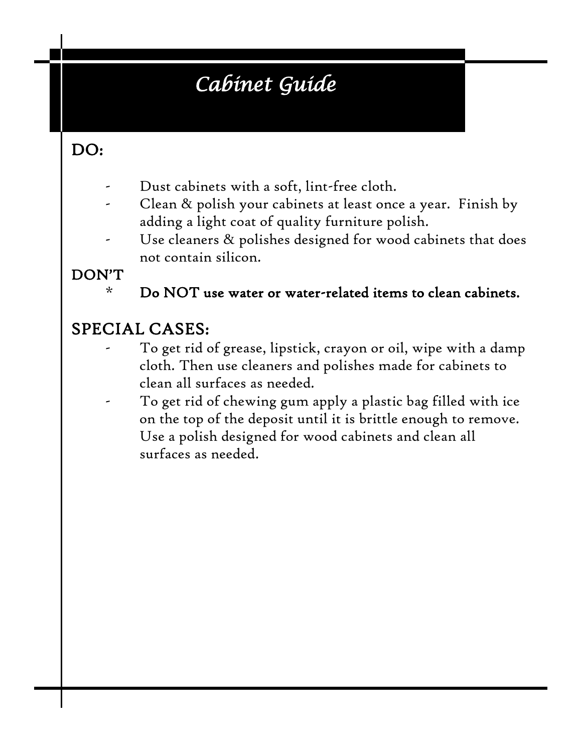# *Cabinet Guide*

## DO:

- Dust cabinets with a soft, lint-free cloth.
- Clean & polish your cabinets at least once a year. Finish by adding a light coat of quality furniture polish.
- Use cleaners & polishes designed for wood cabinets that does not contain silicon.

## DON'T

* **Do NOT use water or water-related items to clean cabinets.**

## SPECIAL CASES:

- To get rid of grease, lipstick, crayon or oil, wipe with a damp cloth. Then use cleaners and polishes made for cabinets to clean all surfaces as needed.
- To get rid of chewing gum apply a plastic bag filled with ice on the top of the deposit until it is brittle enough to remove. Use a polish designed for wood cabinets and clean all surfaces as needed.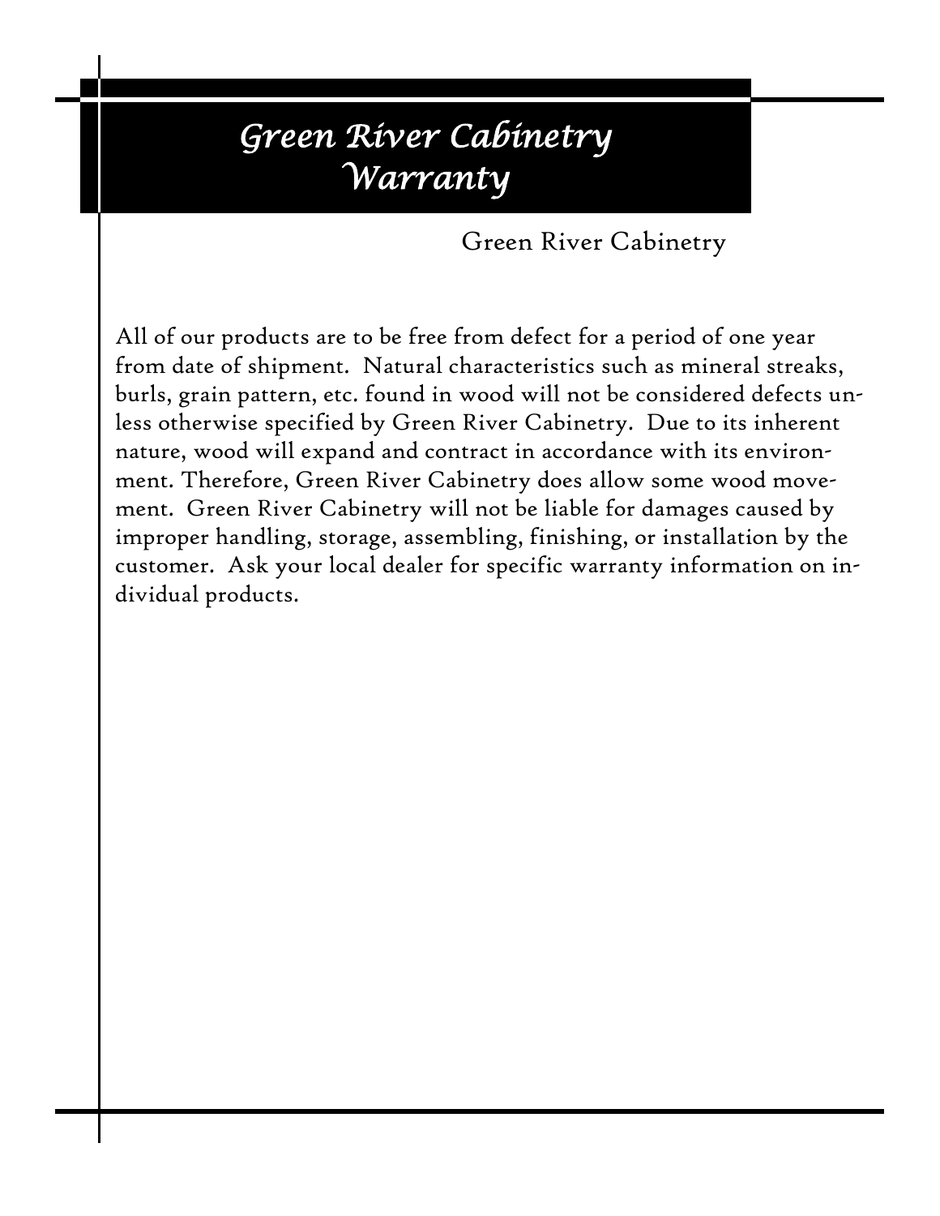# *Green River Cabinetry Warranty*

Green River Cabinetry

All of our products are to be free from defect for a period of one year from date of shipment. Natural characteristics such as mineral streaks, burls, grain pattern, etc. found in wood will not be considered defects unless otherwise specified by Green River Cabinetry. Due to its inherent nature, wood will expand and contract in accordance with its environment. Therefore, Green River Cabinetry does allow some wood movement. Green River Cabinetry will not be liable for damages caused by improper handling, storage, assembling, finishing, or installation by the customer. Ask your local dealer for specific warranty information on individual products.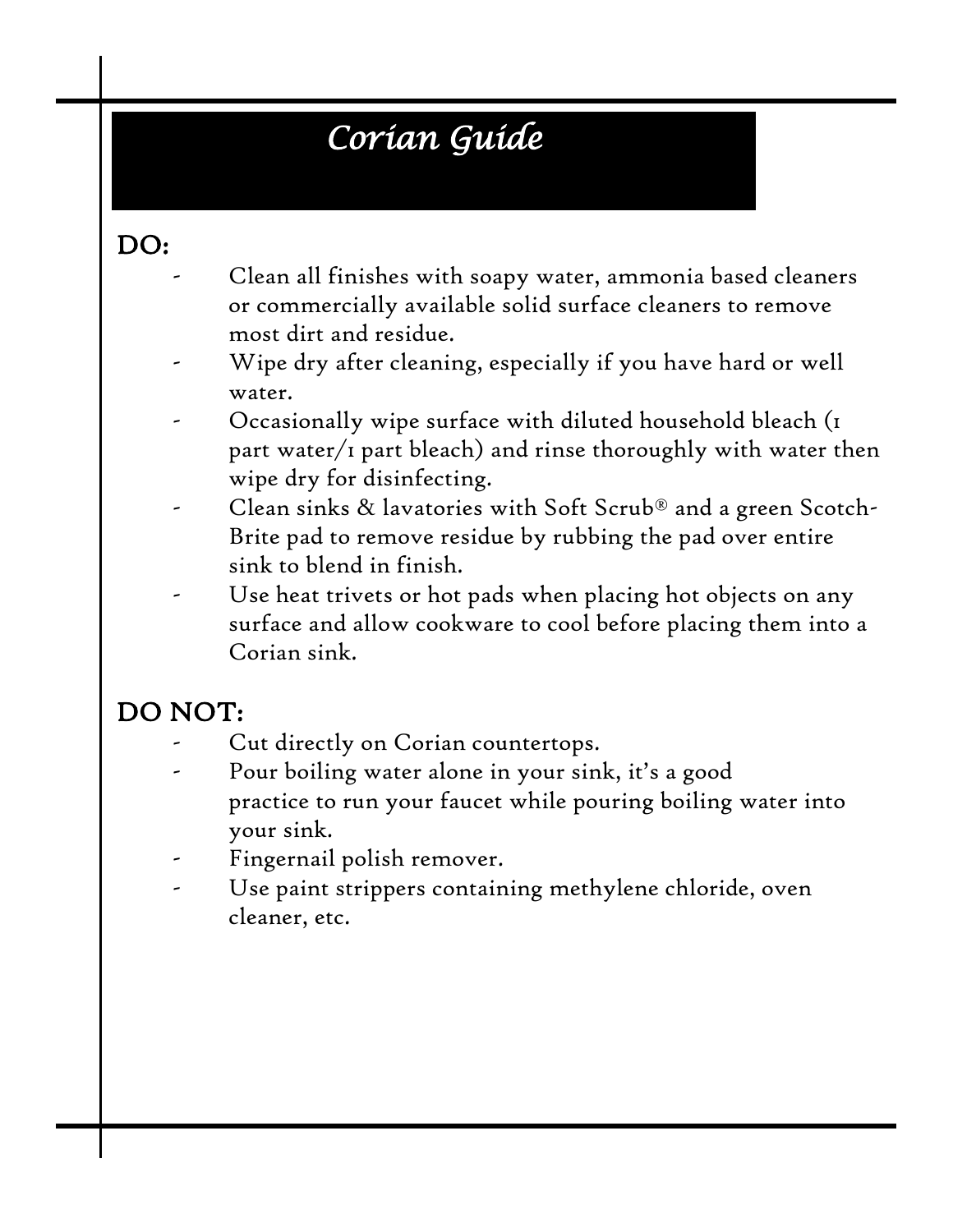# *Corian Guide*

## DO:

- Clean all finishes with soapy water, ammonia based cleaners or commercially available solid surface cleaners to remove most dirt and residue.
- Wipe dry after cleaning, especially if you have hard or well water.
- Occasionally wipe surface with diluted household bleach (1 part water/1 part bleach) and rinse thoroughly with water then wipe dry for disinfecting.
- Clean sinks & lavatories with Soft Scrub® and a green Scotch-Brite pad to remove residue by rubbing the pad over entire sink to blend in finish.
- Use heat trivets or hot pads when placing hot objects on any surface and allow cookware to cool before placing them into a Corian sink.

## DO NOT:

- Cut directly on Corian countertops.
- Pour boiling water alone in your sink, it's a good practice to run your faucet while pouring boiling water into your sink.
- Fingernail polish remover.
- Use paint strippers containing methylene chloride, oven cleaner, etc.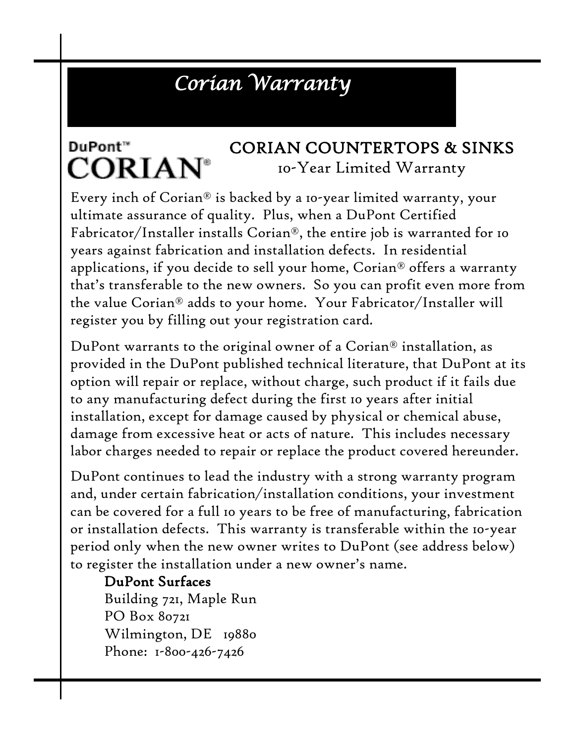# *Corian Warranty*

DuPont™ CORIAN®

## CORIAN COUNTERTOPS & SINKS

10-Year Limited Warranty

Every inch of Corian® is backed by a 10-year limited warranty, your ultimate assurance of quality. Plus, when a DuPont Certified Fabricator/Installer installs Corian®, the entire job is warranted for 10 years against fabrication and installation defects. In residential applications, if you decide to sell your home, Corian® offers a warranty that's transferable to the new owners. So you can profit even more from the value Corian® adds to your home. Your Fabricator/Installer will register you by filling out your registration card.

DuPont warrants to the original owner of a Corian® installation, as provided in the DuPont published technical literature, that DuPont at its option will repair or replace, without charge, such product if it fails due to any manufacturing defect during the first 10 years after initial installation, except for damage caused by physical or chemical abuse, damage from excessive heat or acts of nature. This includes necessary labor charges needed to repair or replace the product covered hereunder.

DuPont continues to lead the industry with a strong warranty program and, under certain fabrication/installation conditions, your investment can be covered for a full 10 years to be free of manufacturing, fabrication or installation defects. This warranty is transferable within the 10-year period only when the new owner writes to DuPont (see address below) to register the installation under a new owner's name.

**DuPont Surfaces**
Building 721, Maple Run
PO Box 80721
Wilmington, DE 19880
Phone: 1-800-426-7426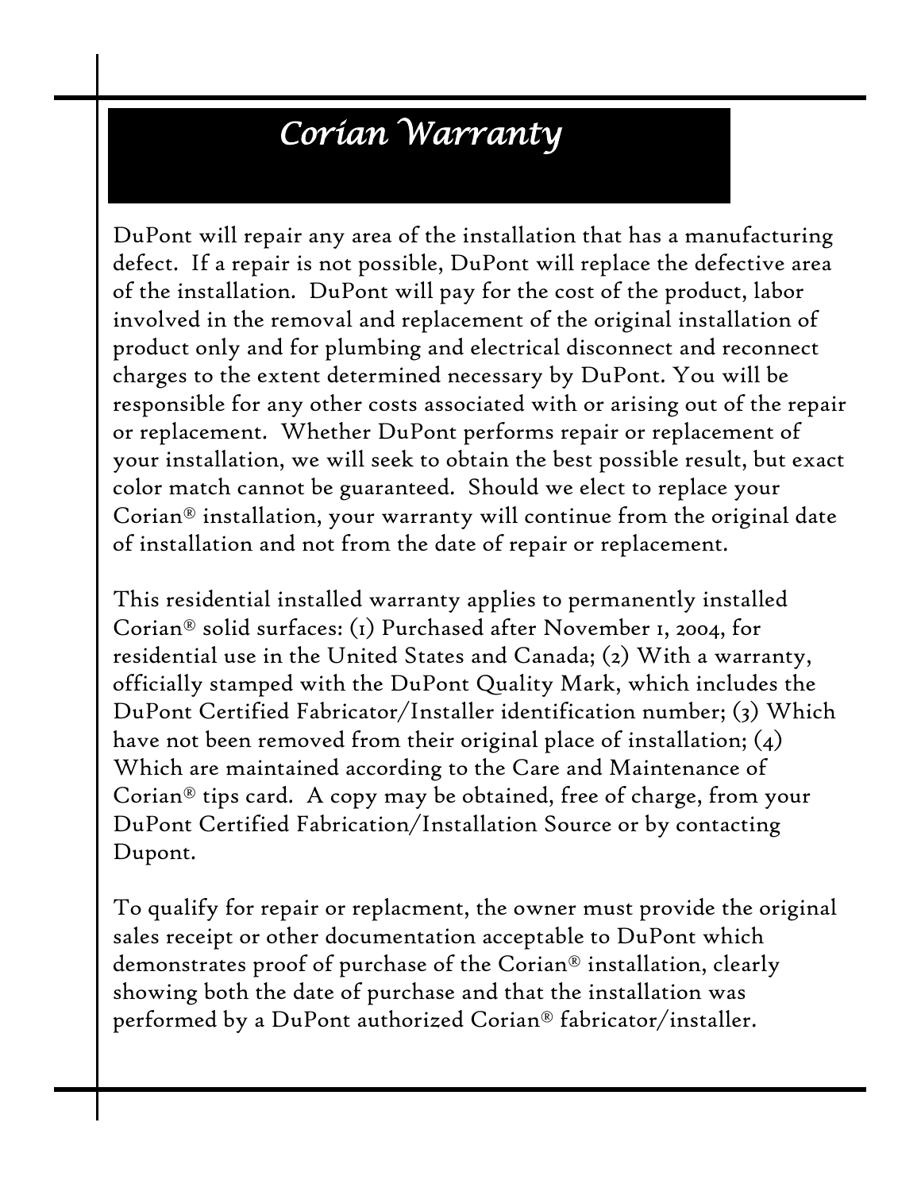# *Corian Warranty*

DuPont will repair any area of the installation that has a manufacturing defect. If a repair is not possible, DuPont will replace the defective area of the installation. DuPont will pay for the cost of the product, labor involved in the removal and replacement of the original installation of product only and for plumbing and electrical disconnect and reconnect charges to the extent determined necessary by DuPont. You will be responsible for any other costs associated with or arising out of the repair or replacement. Whether DuPont performs repair or replacement of your installation, we will seek to obtain the best possible result, but exact color match cannot be guaranteed. Should we elect to replace your Corian® installation, your warranty will continue from the original date of installation and not from the date of repair or replacement.

This residential installed warranty applies to permanently installed Corian® solid surfaces: (1) Purchased after November 1, 2004, for residential use in the United States and Canada; (2) With a warranty, officially stamped with the DuPont Quality Mark, which includes the DuPont Certified Fabricator/Installer identification number; (3) Which have not been removed from their original place of installation; (4) Which are maintained according to the Care and Maintenance of Corian® tips card. A copy may be obtained, free of charge, from your DuPont Certified Fabrication/Installation Source or by contacting Dupont.

To qualify for repair or replacment, the owner must provide the original sales receipt or other documentation acceptable to DuPont which demonstrates proof of purchase of the Corian® installation, clearly showing both the date of purchase and that the installation was performed by a DuPont authorized Corian® fabricator/installer.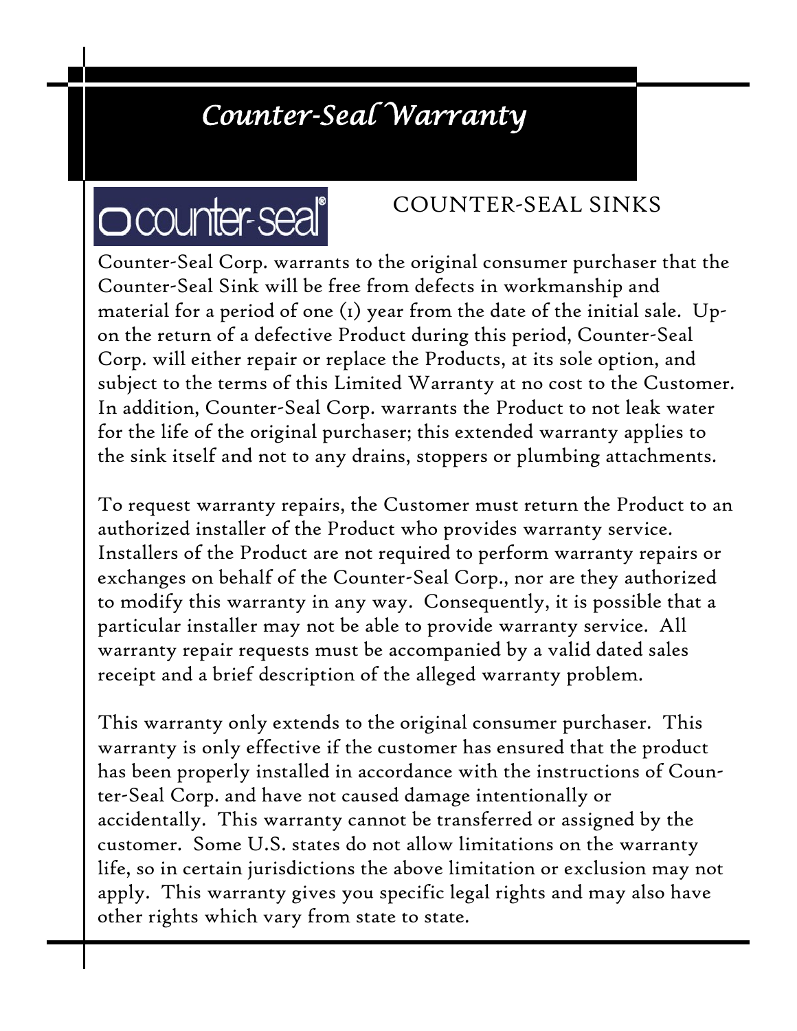# *Counter-Seal Warranty*

counter-seal®

## COUNTER-SEAL SINKS

Counter-Seal Corp. warrants to the original consumer purchaser that the Counter-Seal Sink will be free from defects in workmanship and material for a period of one (1) year from the date of the initial sale. Upon the return of a defective Product during this period, Counter-Seal Corp. will either repair or replace the Products, at its sole option, and subject to the terms of this Limited Warranty at no cost to the Customer. In addition, Counter-Seal Corp. warrants the Product to not leak water for the life of the original purchaser; this extended warranty applies to the sink itself and not to any drains, stoppers or plumbing attachments.

To request warranty repairs, the Customer must return the Product to an authorized installer of the Product who provides warranty service. Installers of the Product are not required to perform warranty repairs or exchanges on behalf of the Counter-Seal Corp., nor are they authorized to modify this warranty in any way. Consequently, it is possible that a particular installer may not be able to provide warranty service. All warranty repair requests must be accompanied by a valid dated sales receipt and a brief description of the alleged warranty problem.

This warranty only extends to the original consumer purchaser. This warranty is only effective if the customer has ensured that the product has been properly installed in accordance with the instructions of Counter-Seal Corp. and have not caused damage intentionally or accidentally. This warranty cannot be transferred or assigned by the customer. Some U.S. states do not allow limitations on the warranty life, so in certain jurisdictions the above limitation or exclusion may not apply. This warranty gives you specific legal rights and may also have other rights which vary from state to state.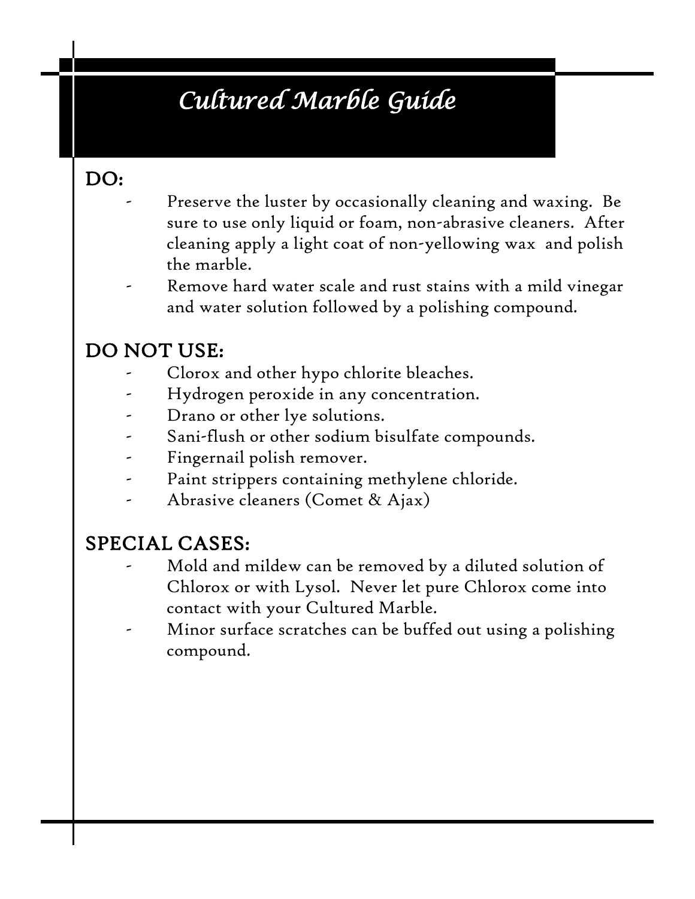# *Cultured Marble Guide*

## DO:

- Preserve the luster by occasionally cleaning and waxing. Be sure to use only liquid or foam, non-abrasive cleaners. After cleaning apply a light coat of non-yellowing wax and polish the marble.
- Remove hard water scale and rust stains with a mild vinegar and water solution followed by a polishing compound.

## DO NOT USE:

- Clorox and other hypo chlorite bleaches.
- Hydrogen peroxide in any concentration.
- Drano or other lye solutions.
- Sani-flush or other sodium bisulfate compounds.
- Fingernail polish remover.
- Paint strippers containing methylene chloride.
- Abrasive cleaners (Comet & Ajax)

## SPECIAL CASES:

- Mold and mildew can be removed by a diluted solution of Chlorox or with Lysol. Never let pure Chlorox come into contact with your Cultured Marble.
- Minor surface scratches can be buffed out using a polishing compound.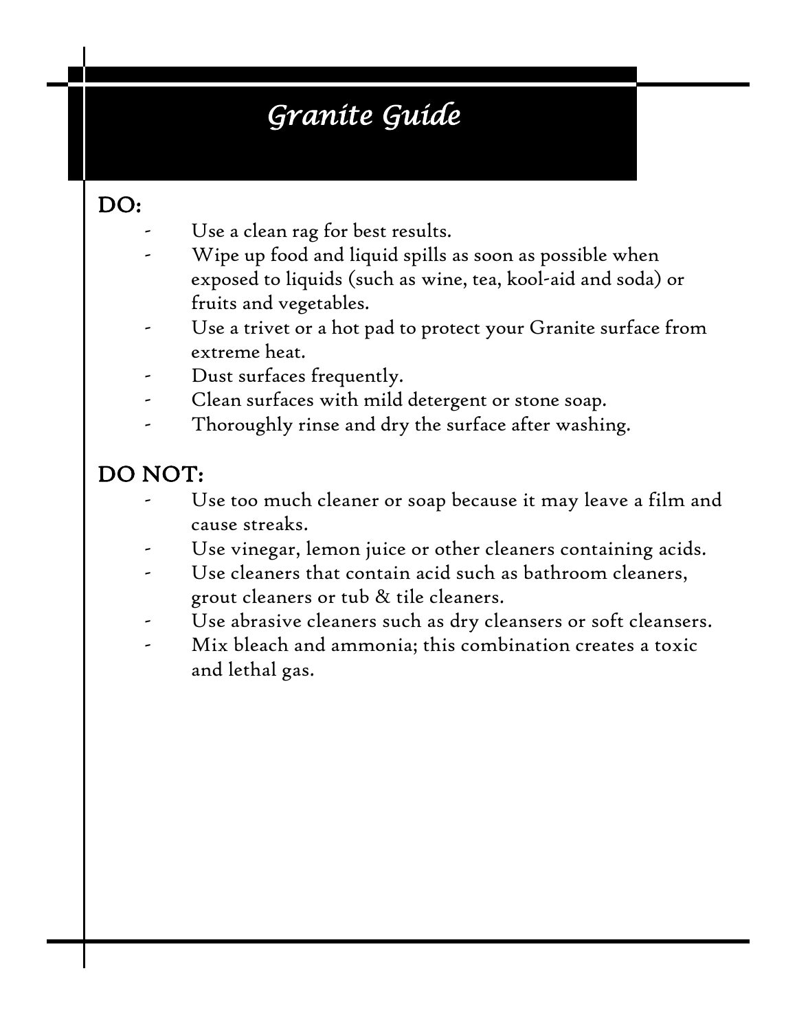# *Granite Guide*

## DO:

- Use a clean rag for best results.
- Wipe up food and liquid spills as soon as possible when exposed to liquids (such as wine, tea, kool-aid and soda) or fruits and vegetables.
- Use a trivet or a hot pad to protect your Granite surface from extreme heat.
- Dust surfaces frequently.
- Clean surfaces with mild detergent or stone soap.
- Thoroughly rinse and dry the surface after washing.

## DO NOT:

- Use too much cleaner or soap because it may leave a film and cause streaks.
- Use vinegar, lemon juice or other cleaners containing acids.
- Use cleaners that contain acid such as bathroom cleaners, grout cleaners or tub & tile cleaners.
- Use abrasive cleaners such as dry cleansers or soft cleansers.
- Mix bleach and ammonia; this combination creates a toxic and lethal gas.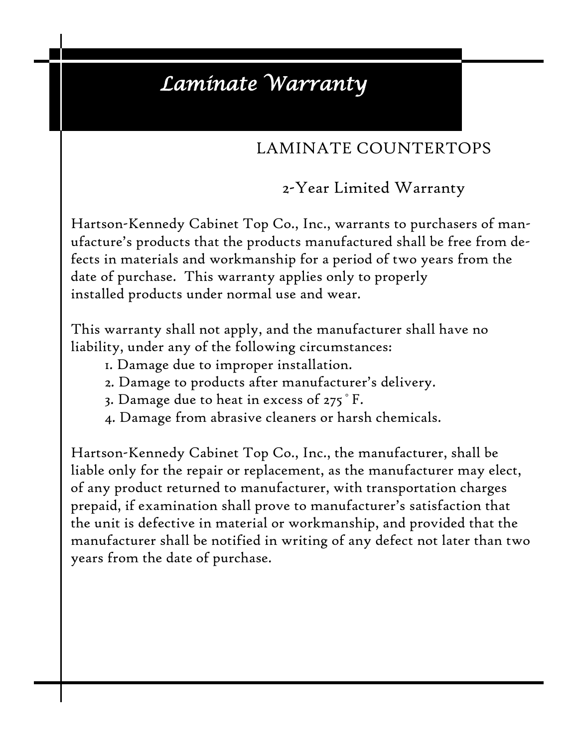# *Laminate Warranty*

## LAMINATE COUNTERTOPS

### 2-Year Limited Warranty

Hartson-Kennedy Cabinet Top Co., Inc., warrants to purchasers of manufacture's products that the products manufactured shall be free from defects in materials and workmanship for a period of two years from the date of purchase. This warranty applies only to properly installed products under normal use and wear.

This warranty shall not apply, and the manufacturer shall have no liability, under any of the following circumstances:

1. Damage due to improper installation.
2. Damage to products after manufacturer's delivery.
3. Damage due to heat in excess of 275 ° F.
4. Damage from abrasive cleaners or harsh chemicals.

Hartson-Kennedy Cabinet Top Co., Inc., the manufacturer, shall be liable only for the repair or replacement, as the manufacturer may elect, of any product returned to manufacturer, with transportation charges prepaid, if examination shall prove to manufacturer's satisfaction that the unit is defective in material or workmanship, and provided that the manufacturer shall be notified in writing of any defect not later than two years from the date of purchase.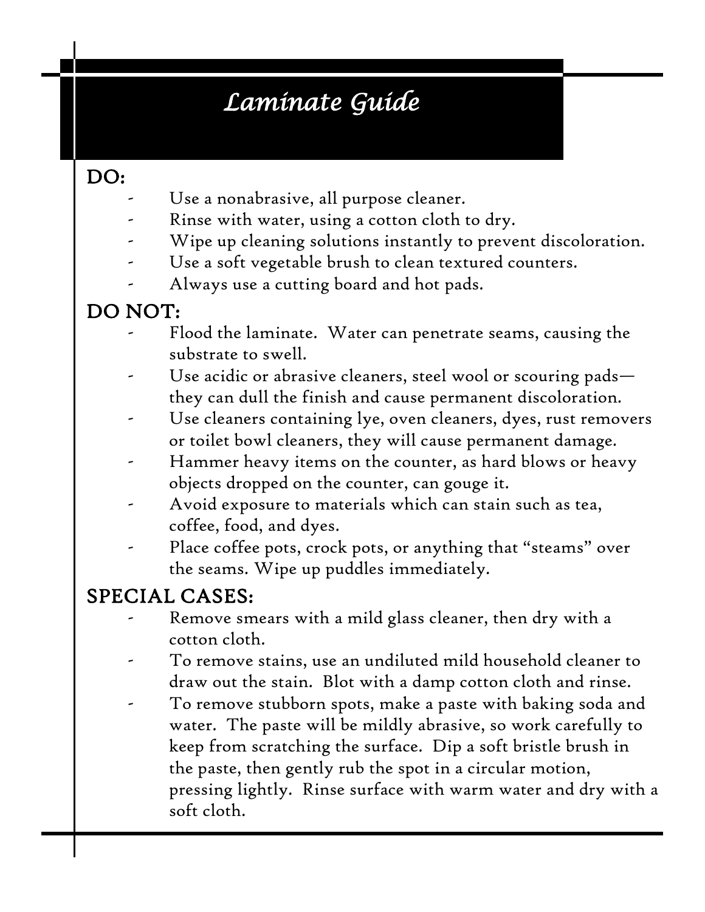# *Laminate Guide*

## DO:

- Use a nonabrasive, all purpose cleaner.
- Rinse with water, using a cotton cloth to dry.
- Wipe up cleaning solutions instantly to prevent discoloration.
- Use a soft vegetable brush to clean textured counters.
- Always use a cutting board and hot pads.

## DO NOT:

- Flood the laminate. Water can penetrate seams, causing the substrate to swell.
- Use acidic or abrasive cleaners, steel wool or scouring pads—they can dull the finish and cause permanent discoloration.
- Use cleaners containing lye, oven cleaners, dyes, rust removers or toilet bowl cleaners, they will cause permanent damage.
- Hammer heavy items on the counter, as hard blows or heavy objects dropped on the counter, can gouge it.
- Avoid exposure to materials which can stain such as tea, coffee, food, and dyes.
- Place coffee pots, crock pots, or anything that "steams" over the seams. Wipe up puddles immediately.

## SPECIAL CASES:

- Remove smears with a mild glass cleaner, then dry with a cotton cloth.
- To remove stains, use an undiluted mild household cleaner to draw out the stain. Blot with a damp cotton cloth and rinse.
- To remove stubborn spots, make a paste with baking soda and water. The paste will be mildly abrasive, so work carefully to keep from scratching the surface. Dip a soft bristle brush in the paste, then gently rub the spot in a circular motion, pressing lightly. Rinse surface with warm water and dry with a soft cloth.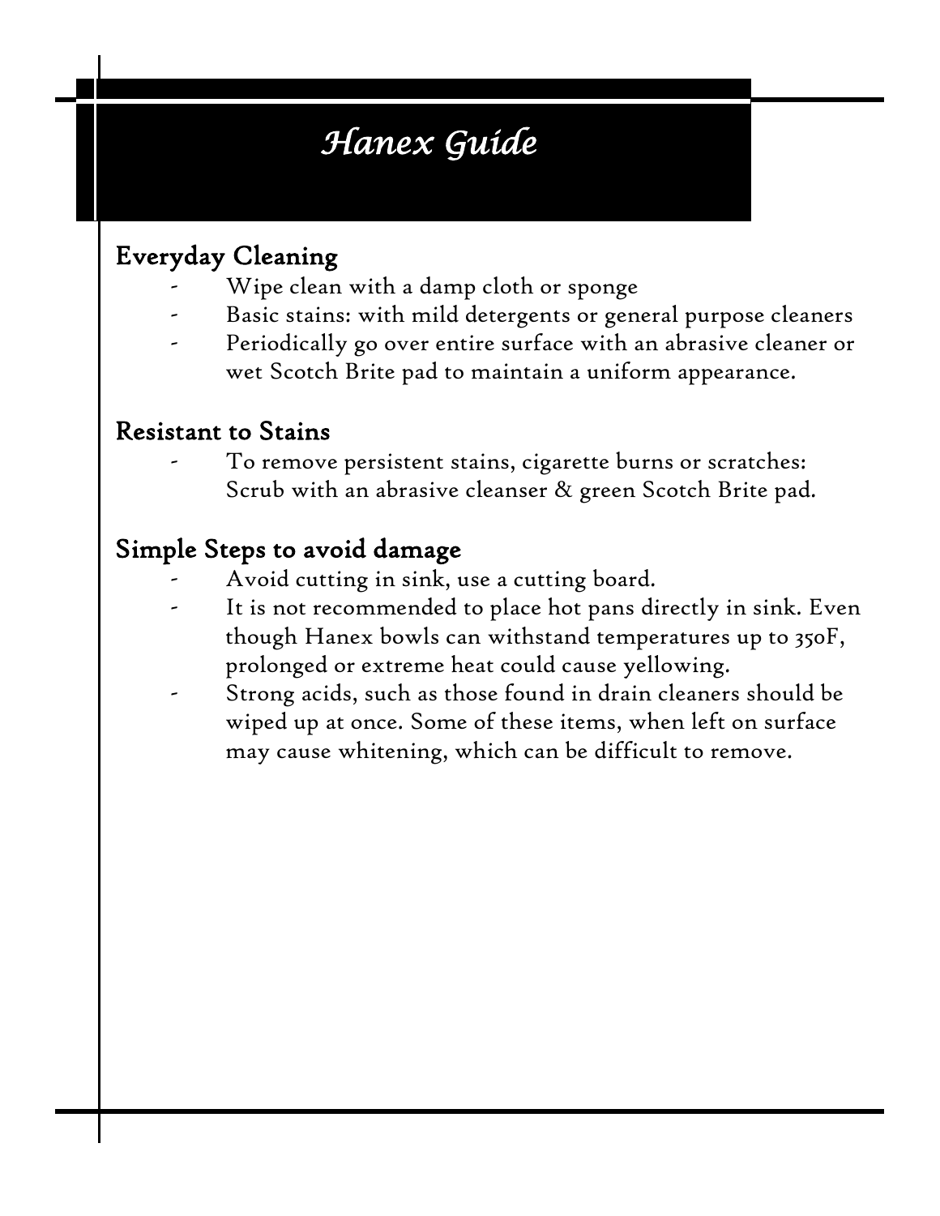# *Hanex Guide*

## Everyday Cleaning

- Wipe clean with a damp cloth or sponge
- Basic stains: with mild detergents or general purpose cleaners
- Periodically go over entire surface with an abrasive cleaner or wet Scotch Brite pad to maintain a uniform appearance.

## Resistant to Stains

- To remove persistent stains, cigarette burns or scratches: Scrub with an abrasive cleanser & green Scotch Brite pad.

## Simple Steps to avoid damage

- Avoid cutting in sink, use a cutting board.
- It is not recommended to place hot pans directly in sink. Even though Hanex bowls can withstand temperatures up to 350F, prolonged or extreme heat could cause yellowing.
- Strong acids, such as those found in drain cleaners should be wiped up at once. Some of these items, when left on surface may cause whitening, which can be difficult to remove.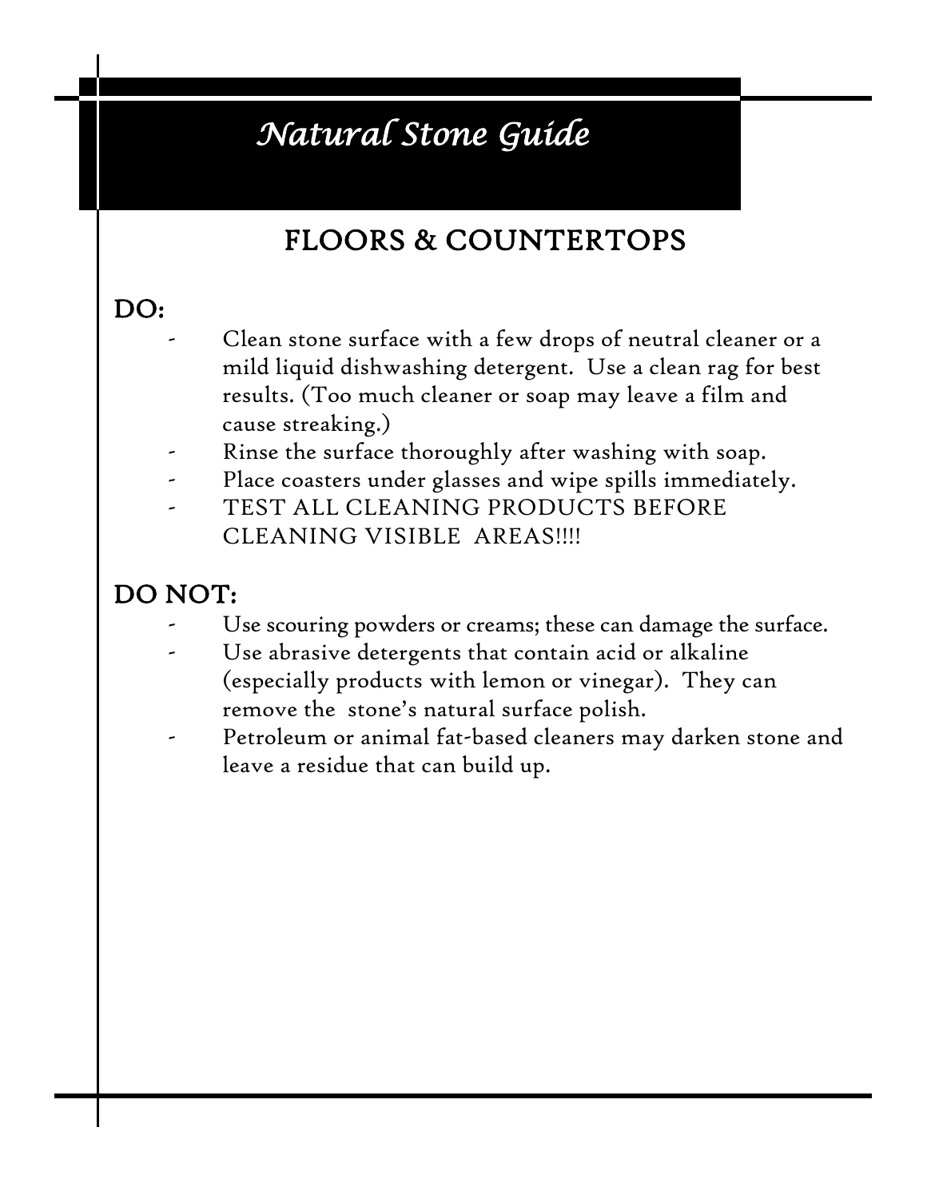# *Natural Stone Guide*

## FLOORS & COUNTERTOPS

### DO:

- Clean stone surface with a few drops of neutral cleaner or a mild liquid dishwashing detergent. Use a clean rag for best results. (Too much cleaner or soap may leave a film and cause streaking.)
- Rinse the surface thoroughly after washing with soap.
- Place coasters under glasses and wipe spills immediately.
- TEST ALL CLEANING PRODUCTS BEFORE CLEANING VISIBLE AREAS!!!!

### DO NOT:

- Use scouring powders or creams; these can damage the surface.
- Use abrasive detergents that contain acid or alkaline (especially products with lemon or vinegar). They can remove the stone's natural surface polish.
- Petroleum or animal fat-based cleaners may darken stone and leave a residue that can build up.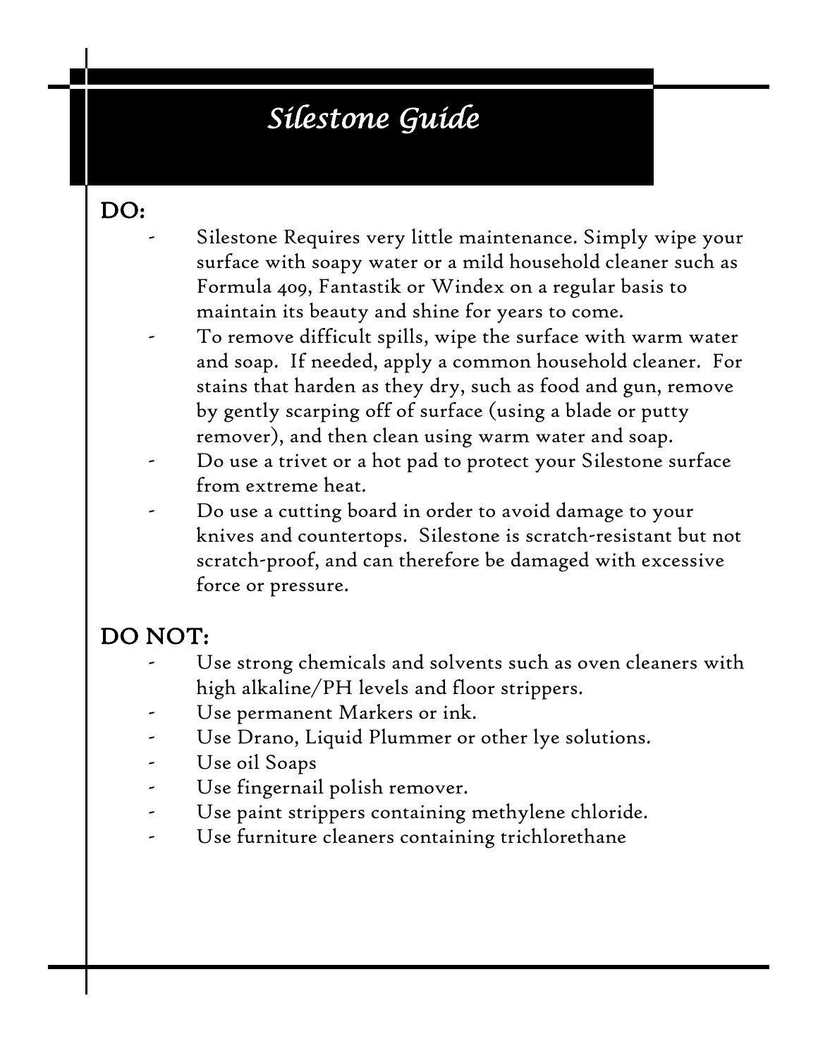# *Silestone Guide*

## DO:

- Silestone Requires very little maintenance. Simply wipe your surface with soapy water or a mild household cleaner such as Formula 409, Fantastik or Windex on a regular basis to maintain its beauty and shine for years to come.
- To remove difficult spills, wipe the surface with warm water and soap. If needed, apply a common household cleaner. For stains that harden as they dry, such as food and gun, remove by gently scarping off of surface (using a blade or putty remover), and then clean using warm water and soap.
- Do use a trivet or a hot pad to protect your Silestone surface from extreme heat.
- Do use a cutting board in order to avoid damage to your knives and countertops. Silestone is scratch-resistant but not scratch-proof, and can therefore be damaged with excessive force or pressure.

## DO NOT:

- Use strong chemicals and solvents such as oven cleaners with high alkaline/PH levels and floor strippers.
- Use permanent Markers or ink.
- Use Drano, Liquid Plummer or other lye solutions.
- Use oil Soaps
- Use fingernail polish remover.
- Use paint strippers containing methylene chloride.
- Use furniture cleaners containing trichlorethane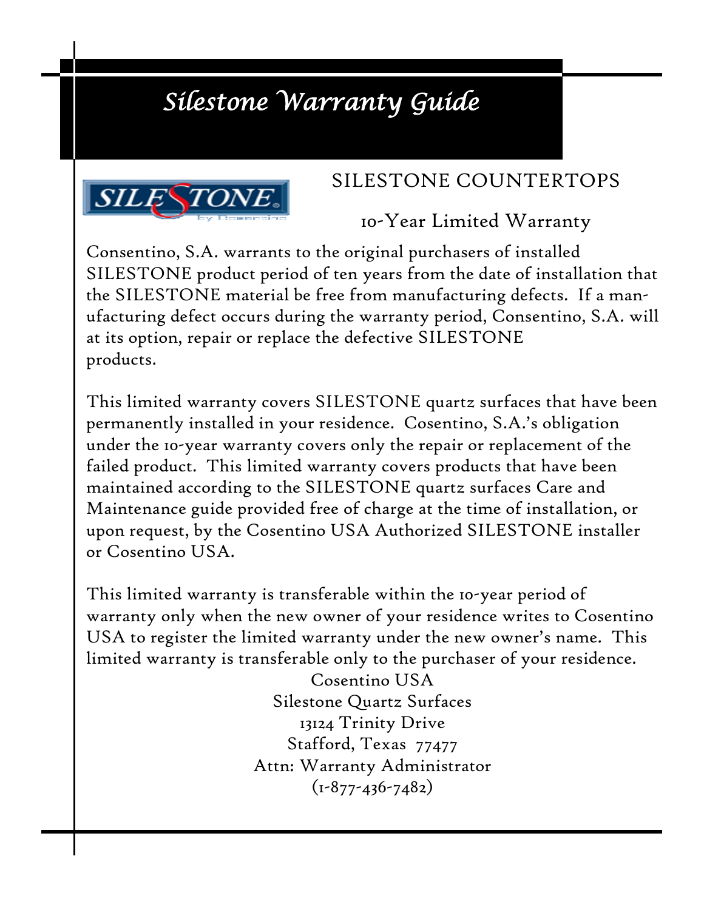# *Silestone Warranty Guide*

## SILESTONE COUNTERTOPS

### 10-Year Limited Warranty

Consentino, S.A. warrants to the original purchasers of installed SILESTONE product period of ten years from the date of installation that the SILESTONE material be free from manufacturing defects. If a manufacturing defect occurs during the warranty period, Consentino, S.A. will at its option, repair or replace the defective SILESTONE products.

This limited warranty covers SILESTONE quartz surfaces that have been permanently installed in your residence. Cosentino, S.A.'s obligation under the 10-year warranty covers only the repair or replacement of the failed product. This limited warranty covers products that have been maintained according to the SILESTONE quartz surfaces Care and Maintenance guide provided free of charge at the time of installation, or upon request, by the Cosentino USA Authorized SILESTONE installer or Cosentino USA.

This limited warranty is transferable within the 10-year period of warranty only when the new owner of your residence writes to Cosentino USA to register the limited warranty under the new owner's name. This limited warranty is transferable only to the purchaser of your residence.

Cosentino USA
Silestone Quartz Surfaces
13124 Trinity Drive
Stafford, Texas 77477
Attn: Warranty Administrator
(1-877-436-7482)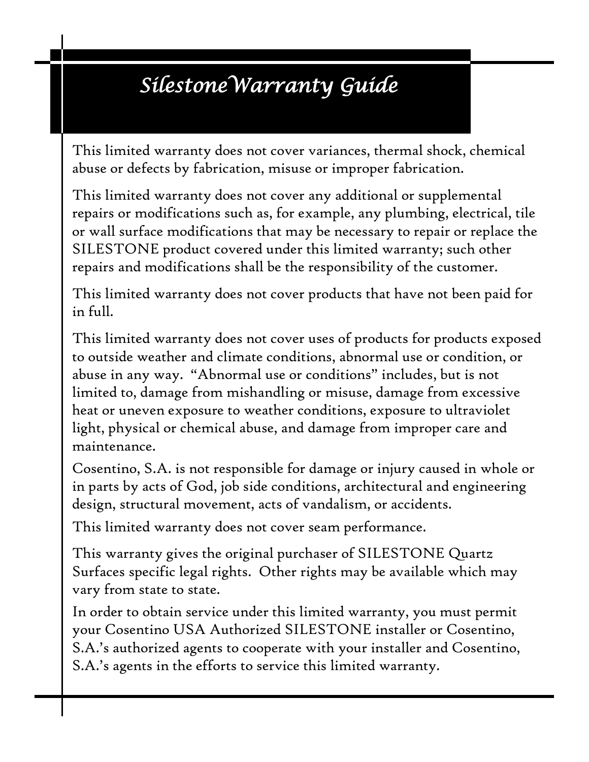# *SilestoneWarranty Guide*

This limited warranty does not cover variances, thermal shock, chemical abuse or defects by fabrication, misuse or improper fabrication.

This limited warranty does not cover any additional or supplemental repairs or modifications such as, for example, any plumbing, electrical, tile or wall surface modifications that may be necessary to repair or replace the SILESTONE product covered under this limited warranty; such other repairs and modifications shall be the responsibility of the customer.

This limited warranty does not cover products that have not been paid for in full.

This limited warranty does not cover uses of products for products exposed to outside weather and climate conditions, abnormal use or condition, or abuse in any way. "Abnormal use or conditions" includes, but is not limited to, damage from mishandling or misuse, damage from excessive heat or uneven exposure to weather conditions, exposure to ultraviolet light, physical or chemical abuse, and damage from improper care and maintenance.

Cosentino, S.A. is not responsible for damage or injury caused in whole or in parts by acts of God, job side conditions, architectural and engineering design, structural movement, acts of vandalism, or accidents.

This limited warranty does not cover seam performance.

This warranty gives the original purchaser of SILESTONE Quartz Surfaces specific legal rights. Other rights may be available which may vary from state to state.

In order to obtain service under this limited warranty, you must permit your Cosentino USA Authorized SILESTONE installer or Cosentino, S.A.'s authorized agents to cooperate with your installer and Cosentino, S.A.'s agents in the efforts to service this limited warranty.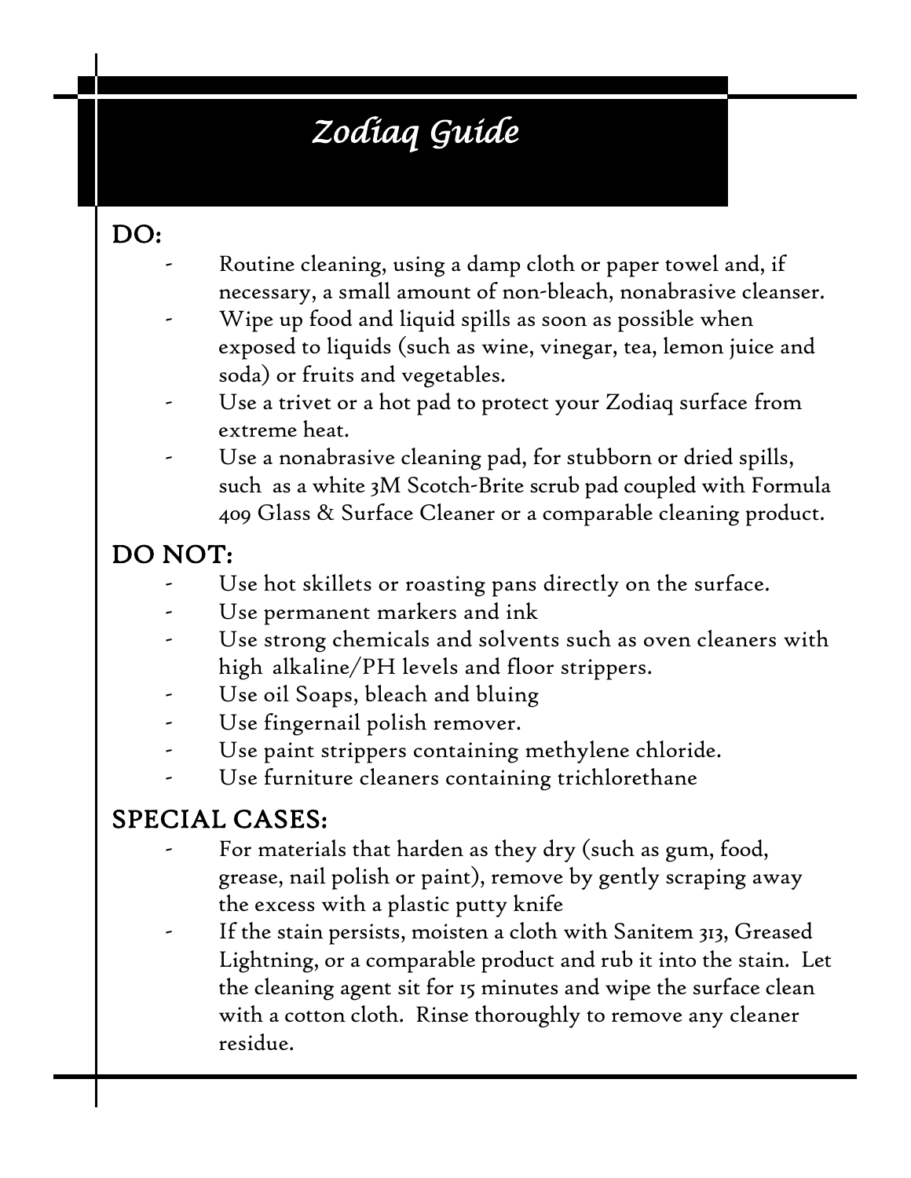# *Zodiaq Guide*

## DO:

- Routine cleaning, using a damp cloth or paper towel and, if necessary, a small amount of non-bleach, nonabrasive cleanser.
- Wipe up food and liquid spills as soon as possible when exposed to liquids (such as wine, vinegar, tea, lemon juice and soda) or fruits and vegetables.
- Use a trivet or a hot pad to protect your Zodiaq surface from extreme heat.
- Use a nonabrasive cleaning pad, for stubborn or dried spills, such as a white 3M Scotch-Brite scrub pad coupled with Formula 409 Glass & Surface Cleaner or a comparable cleaning product.

## DO NOT:

- Use hot skillets or roasting pans directly on the surface.
- Use permanent markers and ink
- Use strong chemicals and solvents such as oven cleaners with high alkaline/PH levels and floor strippers.
- Use oil Soaps, bleach and bluing
- Use fingernail polish remover.
- Use paint strippers containing methylene chloride.
- Use furniture cleaners containing trichlorethane

## SPECIAL CASES:

- For materials that harden as they dry (such as gum, food, grease, nail polish or paint), remove by gently scraping away the excess with a plastic putty knife
- If the stain persists, moisten a cloth with Sanitem 313, Greased Lightning, or a comparable product and rub it into the stain. Let the cleaning agent sit for 15 minutes and wipe the surface clean with a cotton cloth. Rinse thoroughly to remove any cleaner residue.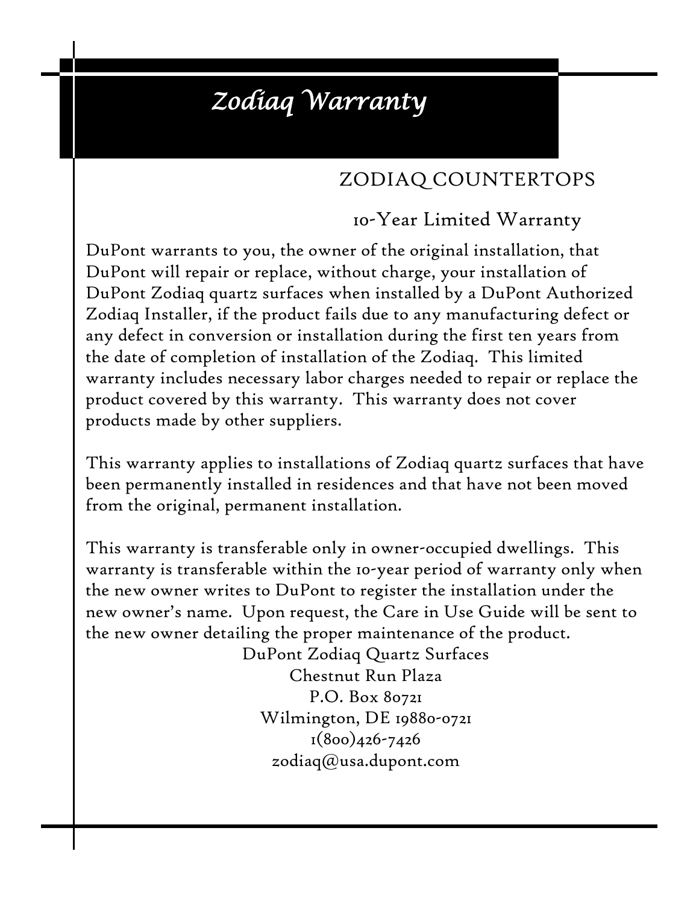# *Zodiaq Warranty*

## ZODIAQ COUNTERTOPS

### 10-Year Limited Warranty

DuPont warrants to you, the owner of the original installation, that DuPont will repair or replace, without charge, your installation of DuPont Zodiaq quartz surfaces when installed by a DuPont Authorized Zodiaq Installer, if the product fails due to any manufacturing defect or any defect in conversion or installation during the first ten years from the date of completion of installation of the Zodiaq. This limited warranty includes necessary labor charges needed to repair or replace the product covered by this warranty. This warranty does not cover products made by other suppliers.

This warranty applies to installations of Zodiaq quartz surfaces that have been permanently installed in residences and that have not been moved from the original, permanent installation.

This warranty is transferable only in owner-occupied dwellings. This warranty is transferable within the 10-year period of warranty only when the new owner writes to DuPont to register the installation under the new owner's name. Upon request, the Care in Use Guide will be sent to the new owner detailing the proper maintenance of the product.

DuPont Zodiaq Quartz Surfaces
Chestnut Run Plaza
P.O. Box 80721
Wilmington, DE 19880-0721
1(800)426-7426
zodiaq@usa.dupont.com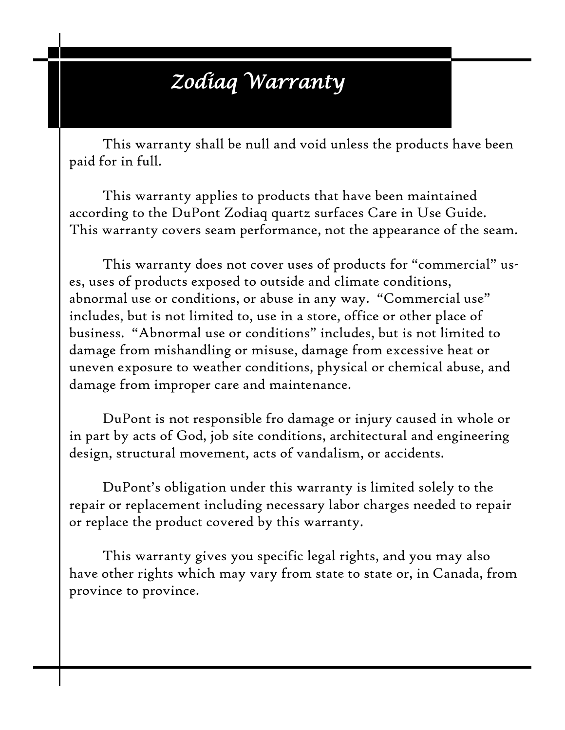# *Zodiaq Warranty*

This warranty shall be null and void unless the products have been paid for in full.

This warranty applies to products that have been maintained according to the DuPont Zodiaq quartz surfaces Care in Use Guide. This warranty covers seam performance, not the appearance of the seam.

This warranty does not cover uses of products for "commercial" uses, uses of products exposed to outside and climate conditions, abnormal use or conditions, or abuse in any way. "Commercial use" includes, but is not limited to, use in a store, office or other place of business. "Abnormal use or conditions" includes, but is not limited to damage from mishandling or misuse, damage from excessive heat or uneven exposure to weather conditions, physical or chemical abuse, and damage from improper care and maintenance.

DuPont is not responsible fro damage or injury caused in whole or in part by acts of God, job site conditions, architectural and engineering design, structural movement, acts of vandalism, or accidents.

DuPont's obligation under this warranty is limited solely to the repair or replacement including necessary labor charges needed to repair or replace the product covered by this warranty.

This warranty gives you specific legal rights, and you may also have other rights which may vary from state to state or, in Canada, from province to province.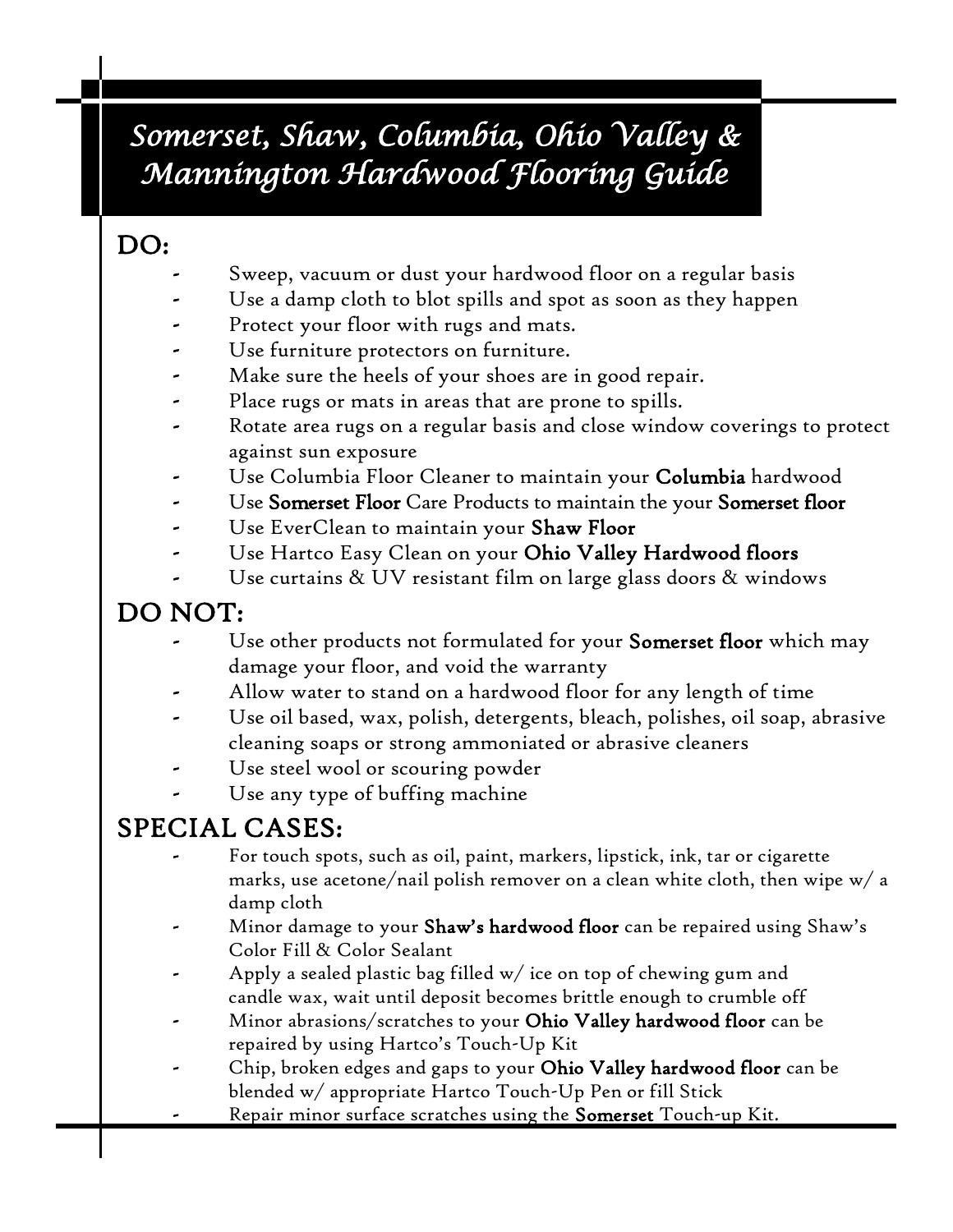# *Somerset, Shaw, Columbia, Ohio Valley & Mannington Hardwood Flooring Guide*

## DO:

- Sweep, vacuum or dust your hardwood floor on a regular basis
- Use a damp cloth to blot spills and spot as soon as they happen
- Protect your floor with rugs and mats.
- Use furniture protectors on furniture.
- Make sure the heels of your shoes are in good repair.
- Place rugs or mats in areas that are prone to spills.
- Rotate area rugs on a regular basis and close window coverings to protect against sun exposure
- Use Columbia Floor Cleaner to maintain your **Columbia** hardwood
- Use **Somerset Floor** Care Products to maintain the your **Somerset floor**
- Use EverClean to maintain your **Shaw Floor**
- Use Hartco Easy Clean on your **Ohio Valley Hardwood floors**
- Use curtains & UV resistant film on large glass doors & windows

## DO NOT:

- Use other products not formulated for your **Somerset floor** which may damage your floor, and void the warranty
- Allow water to stand on a hardwood floor for any length of time
- Use oil based, wax, polish, detergents, bleach, polishes, oil soap, abrasive cleaning soaps or strong ammoniated or abrasive cleaners
- Use steel wool or scouring powder
- Use any type of buffing machine

## SPECIAL CASES:

- For touch spots, such as oil, paint, markers, lipstick, ink, tar or cigarette marks, use acetone/nail polish remover on a clean white cloth, then wipe w/ a damp cloth
- Minor damage to your **Shaw's hardwood floor** can be repaired using Shaw's Color Fill & Color Sealant
- Apply a sealed plastic bag filled w/ ice on top of chewing gum and candle wax, wait until deposit becomes brittle enough to crumble off
- Minor abrasions/scratches to your **Ohio Valley hardwood floor** can be repaired by using Hartco's Touch-Up Kit
- Chip, broken edges and gaps to your **Ohio Valley hardwood floor** can be blended w/ appropriate Hartco Touch-Up Pen or fill Stick
- Repair minor surface scratches using the **Somerset** Touch-up Kit.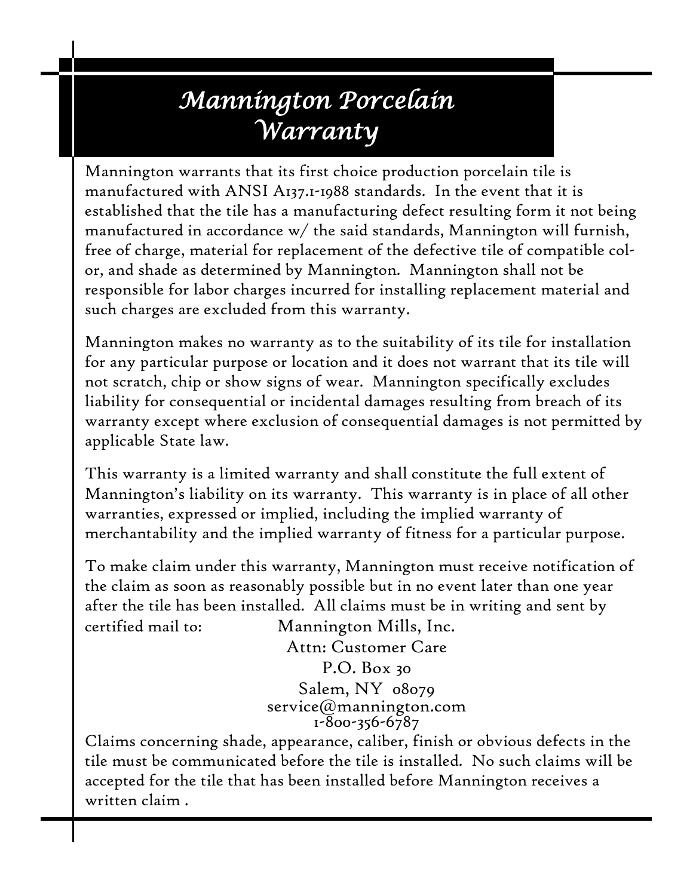# Mannington Porcelain Warranty

Mannington warrants that its first choice production porcelain tile is manufactured with ANSI A137.1-1988 standards. In the event that it is established that the tile has a manufacturing defect resulting form it not being manufactured in accordance w/ the said standards, Mannington will furnish, free of charge, material for replacement of the defective tile of compatible color, and shade as determined by Mannington. Mannington shall not be responsible for labor charges incurred for installing replacement material and such charges are excluded from this warranty.

Mannington makes no warranty as to the suitability of its tile for installation for any particular purpose or location and it does not warrant that its tile will not scratch, chip or show signs of wear. Mannington specifically excludes liability for consequential or incidental damages resulting from breach of its warranty except where exclusion of consequential damages is not permitted by applicable State law.

This warranty is a limited warranty and shall constitute the full extent of Mannington's liability on its warranty. This warranty is in place of all other warranties, expressed or implied, including the implied warranty of merchantability and the implied warranty of fitness for a particular purpose.

To make claim under this warranty, Mannington must receive notification of the claim as soon as reasonably possible but in no event later than one year after the tile has been installed. All claims must be in writing and sent by certified mail to:

Mannington Mills, Inc.
Attn: Customer Care
P.O. Box 30
Salem, NY 08079
service@mannington.com
1-800-356-6787

Claims concerning shade, appearance, caliber, finish or obvious defects in the tile must be communicated before the tile is installed. No such claims will be accepted for the tile that has been installed before Mannington receives a written claim .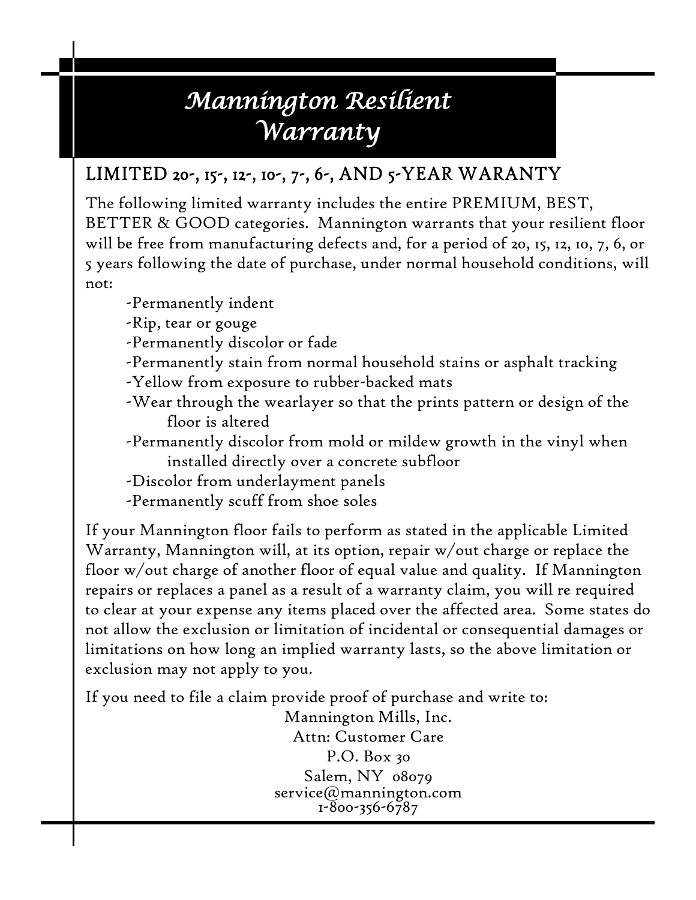# *Mannington Resilient Warranty*

## LIMITED 20-, 15-, 12-, 10-, 7-, 6-, AND 5-YEAR WARANTY

The following limited warranty includes the entire PREMIUM, BEST, BETTER & GOOD categories. Mannington warrants that your resilient floor will be free from manufacturing defects and, for a period of 20, 15, 12, 10, 7, 6, or 5 years following the date of purchase, under normal household conditions, will not:

- Permanently indent
- Rip, tear or gouge
- Permanently discolor or fade
- Permanently stain from normal household stains or asphalt tracking
- Yellow from exposure to rubber-backed mats
- Wear through the wearlayer so that the prints pattern or design of the floor is altered
- Permanently discolor from mold or mildew growth in the vinyl when installed directly over a concrete subfloor
- Discolor from underlayment panels
- Permanently scuff from shoe soles

If your Mannington floor fails to perform as stated in the applicable Limited Warranty, Mannington will, at its option, repair w/out charge or replace the floor w/out charge of another floor of equal value and quality. If Mannington repairs or replaces a panel as a result of a warranty claim, you will re required to clear at your expense any items placed over the affected area. Some states do not allow the exclusion or limitation of incidental or consequential damages or limitations on how long an implied warranty lasts, so the above limitation or exclusion may not apply to you.

If you need to file a claim provide proof of purchase and write to:

Mannington Mills, Inc.
Attn: Customer Care
P.O. Box 30
Salem, NY 08079
service@mannington.com
1-800-356-6787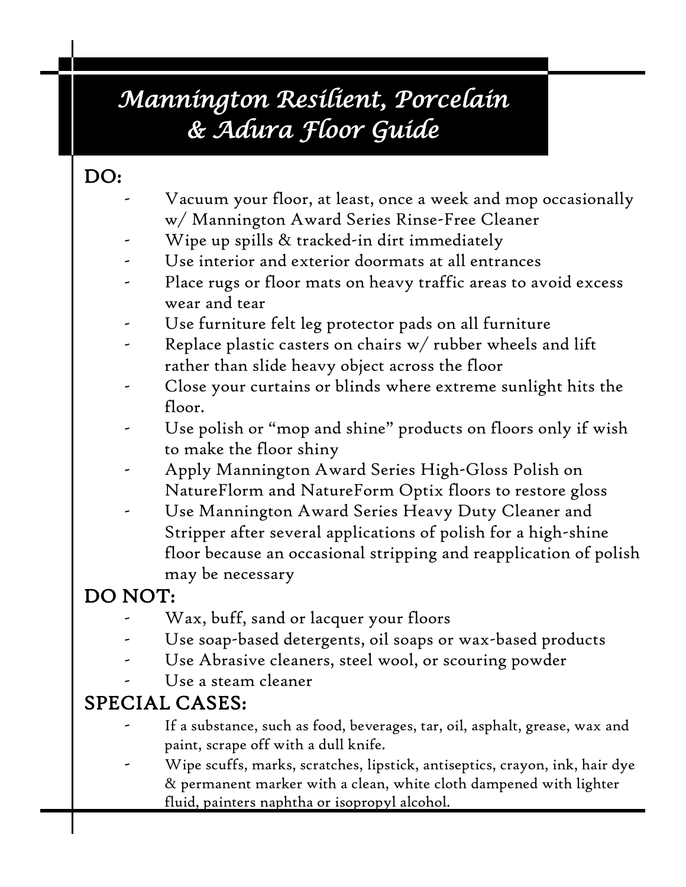# *Mannington Resilient, Porcelain & Adura Floor Guide*

## DO:

- Vacuum your floor, at least, once a week and mop occasionally w/ Mannington Award Series Rinse-Free Cleaner
- Wipe up spills & tracked-in dirt immediately
- Use interior and exterior doormats at all entrances
- Place rugs or floor mats on heavy traffic areas to avoid excess wear and tear
- Use furniture felt leg protector pads on all furniture
- Replace plastic casters on chairs w/ rubber wheels and lift rather than slide heavy object across the floor
- Close your curtains or blinds where extreme sunlight hits the floor.
- Use polish or "mop and shine" products on floors only if wish to make the floor shiny
- Apply Mannington Award Series High-Gloss Polish on NatureFlorm and NatureForm Optix floors to restore gloss
- Use Mannington Award Series Heavy Duty Cleaner and Stripper after several applications of polish for a high-shine floor because an occasional stripping and reapplication of polish may be necessary

## DO NOT:

- Wax, buff, sand or lacquer your floors
- Use soap-based detergents, oil soaps or wax-based products
- Use Abrasive cleaners, steel wool, or scouring powder
- Use a steam cleaner

## SPECIAL CASES:

- If a substance, such as food, beverages, tar, oil, asphalt, grease, wax and paint, scrape off with a dull knife.
- Wipe scuffs, marks, scratches, lipstick, antiseptics, crayon, ink, hair dye & permanent marker with a clean, white cloth dampened with lighter fluid, painters naphtha or isopropyl alcohol.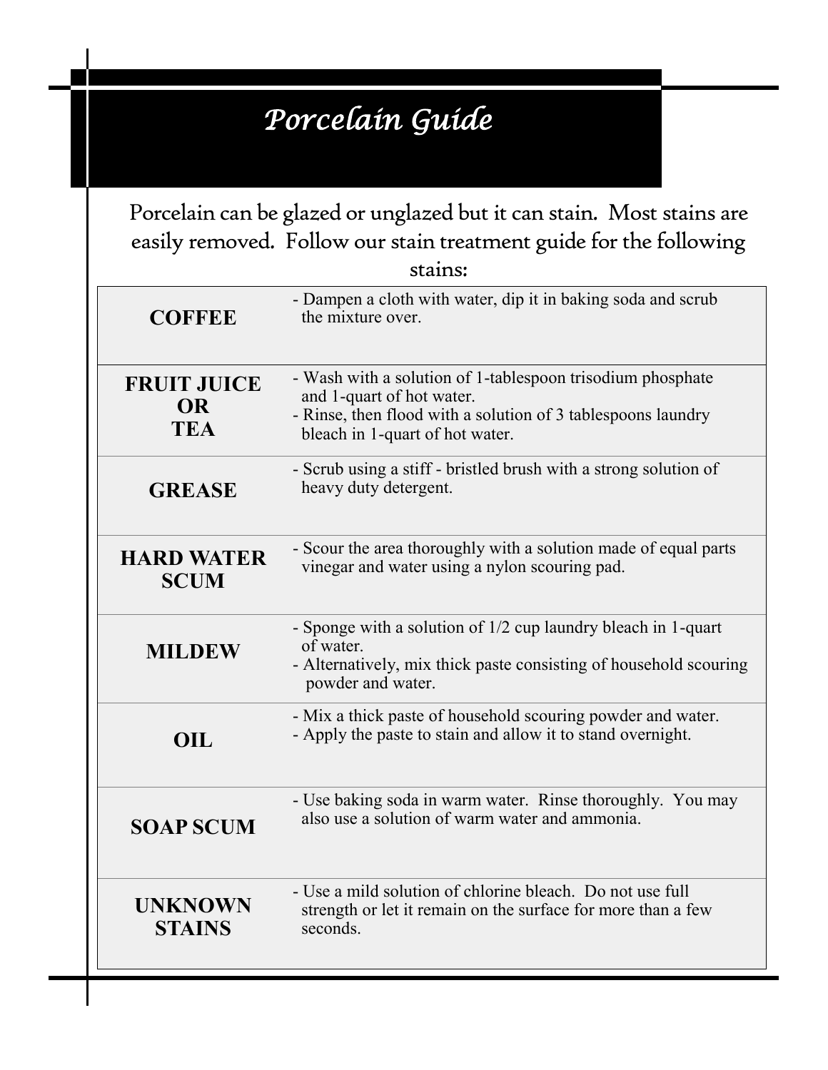# *Porcelain Guide*

Porcelain can be glazed or unglazed but it can stain. Most stains are easily removed. Follow our stain treatment guide for the following stains:

| Stain | Treatment |
|---|---|
| **COFFEE** | - Dampen a cloth with water, dip it in baking soda and scrub the mixture over. |
| **FRUIT JUICE OR TEA** | - Wash with a solution of 1-tablespoon trisodium phosphate and 1-quart of hot water.<br>- Rinse, then flood with a solution of 3 tablespoons laundry bleach in 1-quart of hot water. |
| **GREASE** | - Scrub using a stiff - bristled brush with a strong solution of heavy duty detergent. |
| **HARD WATER SCUM** | - Scour the area thoroughly with a solution made of equal parts vinegar and water using a nylon scouring pad. |
| **MILDEW** | - Sponge with a solution of 1/2 cup laundry bleach in 1-quart of water.<br>- Alternatively, mix thick paste consisting of household scouring powder and water. |
| **OIL** | - Mix a thick paste of household scouring powder and water.<br>- Apply the paste to stain and allow it to stand overnight. |
| **SOAP SCUM** | - Use baking soda in warm water. Rinse thoroughly. You may also use a solution of warm water and ammonia. |
| **UNKNOWN STAINS** | - Use a mild solution of chlorine bleach. Do not use full strength or let it remain on the surface for more than a few seconds. |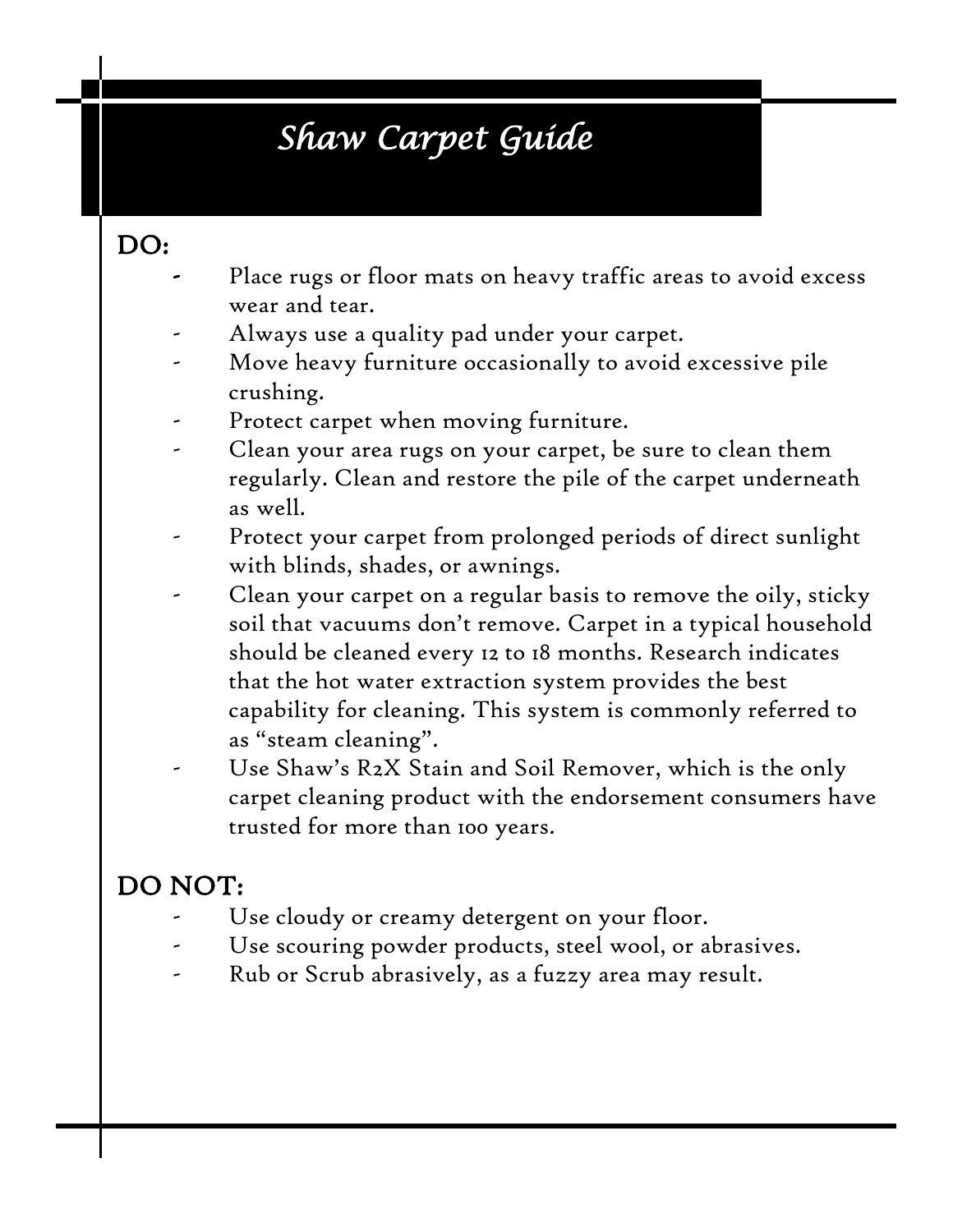# *Shaw Carpet Guide*

## DO:

- Place rugs or floor mats on heavy traffic areas to avoid excess wear and tear.
- Always use a quality pad under your carpet.
- Move heavy furniture occasionally to avoid excessive pile crushing.
- Protect carpet when moving furniture.
- Clean your area rugs on your carpet, be sure to clean them regularly. Clean and restore the pile of the carpet underneath as well.
- Protect your carpet from prolonged periods of direct sunlight with blinds, shades, or awnings.
- Clean your carpet on a regular basis to remove the oily, sticky soil that vacuums don't remove. Carpet in a typical household should be cleaned every 12 to 18 months. Research indicates that the hot water extraction system provides the best capability for cleaning. This system is commonly referred to as "steam cleaning".
- Use Shaw's R2X Stain and Soil Remover, which is the only carpet cleaning product with the endorsement consumers have trusted for more than 100 years.

## DO NOT:

- Use cloudy or creamy detergent on your floor.
- Use scouring powder products, steel wool, or abrasives.
- Rub or Scrub abrasively, as a fuzzy area may result.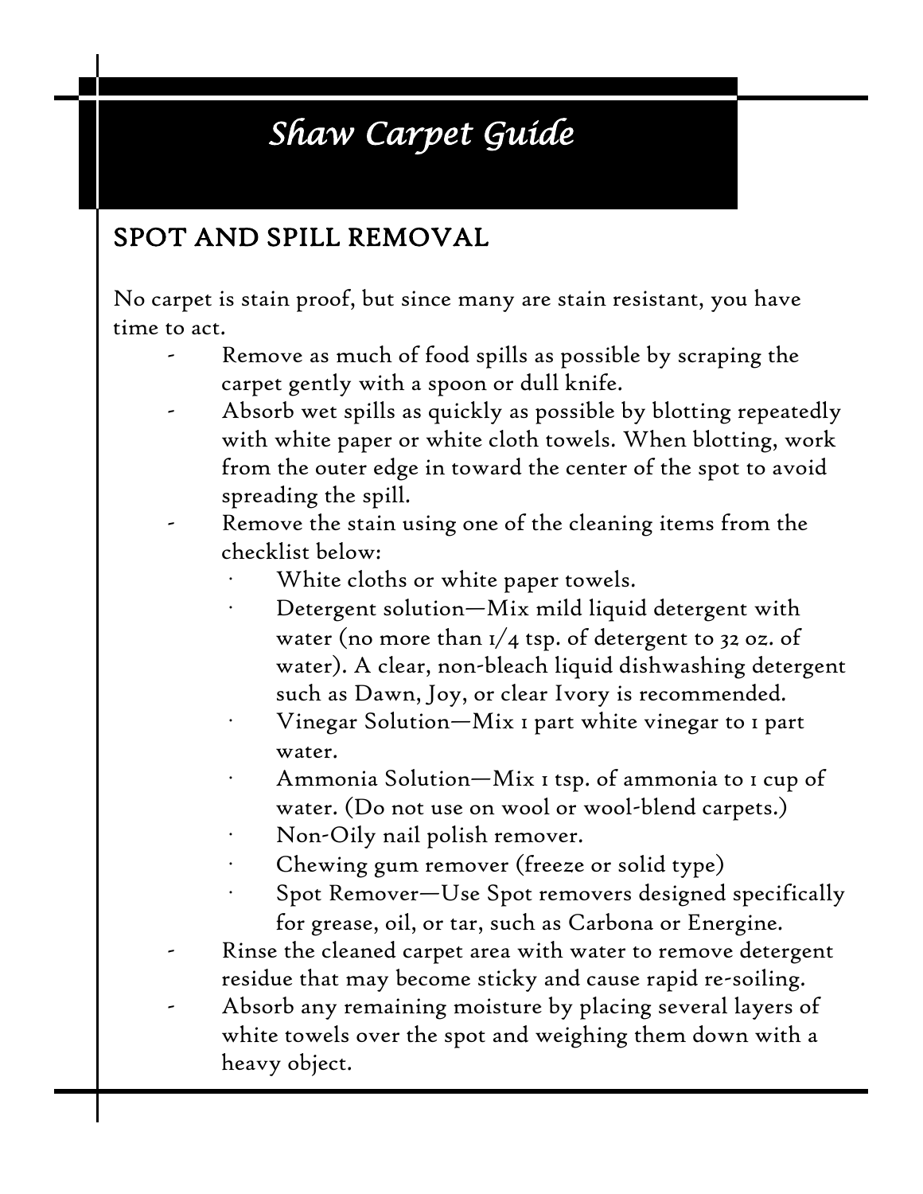# *Shaw Carpet Guide*

## SPOT AND SPILL REMOVAL

No carpet is stain proof, but since many are stain resistant, you have time to act.

- Remove as much of food spills as possible by scraping the carpet gently with a spoon or dull knife.
- Absorb wet spills as quickly as possible by blotting repeatedly with white paper or white cloth towels. When blotting, work from the outer edge in toward the center of the spot to avoid spreading the spill.
- Remove the stain using one of the cleaning items from the checklist below:
  - White cloths or white paper towels.
  - Detergent solution—Mix mild liquid detergent with water (no more than 1/4 tsp. of detergent to 32 oz. of water). A clear, non-bleach liquid dishwashing detergent such as Dawn, Joy, or clear Ivory is recommended.
  - Vinegar Solution—Mix 1 part white vinegar to 1 part water.
  - Ammonia Solution—Mix 1 tsp. of ammonia to 1 cup of water. (Do not use on wool or wool-blend carpets.)
  - Non-Oily nail polish remover.
  - Chewing gum remover (freeze or solid type)
  - Spot Remover—Use Spot removers designed specifically for grease, oil, or tar, such as Carbona or Energine.
- Rinse the cleaned carpet area with water to remove detergent residue that may become sticky and cause rapid re-soiling.
- Absorb any remaining moisture by placing several layers of white towels over the spot and weighing them down with a heavy object.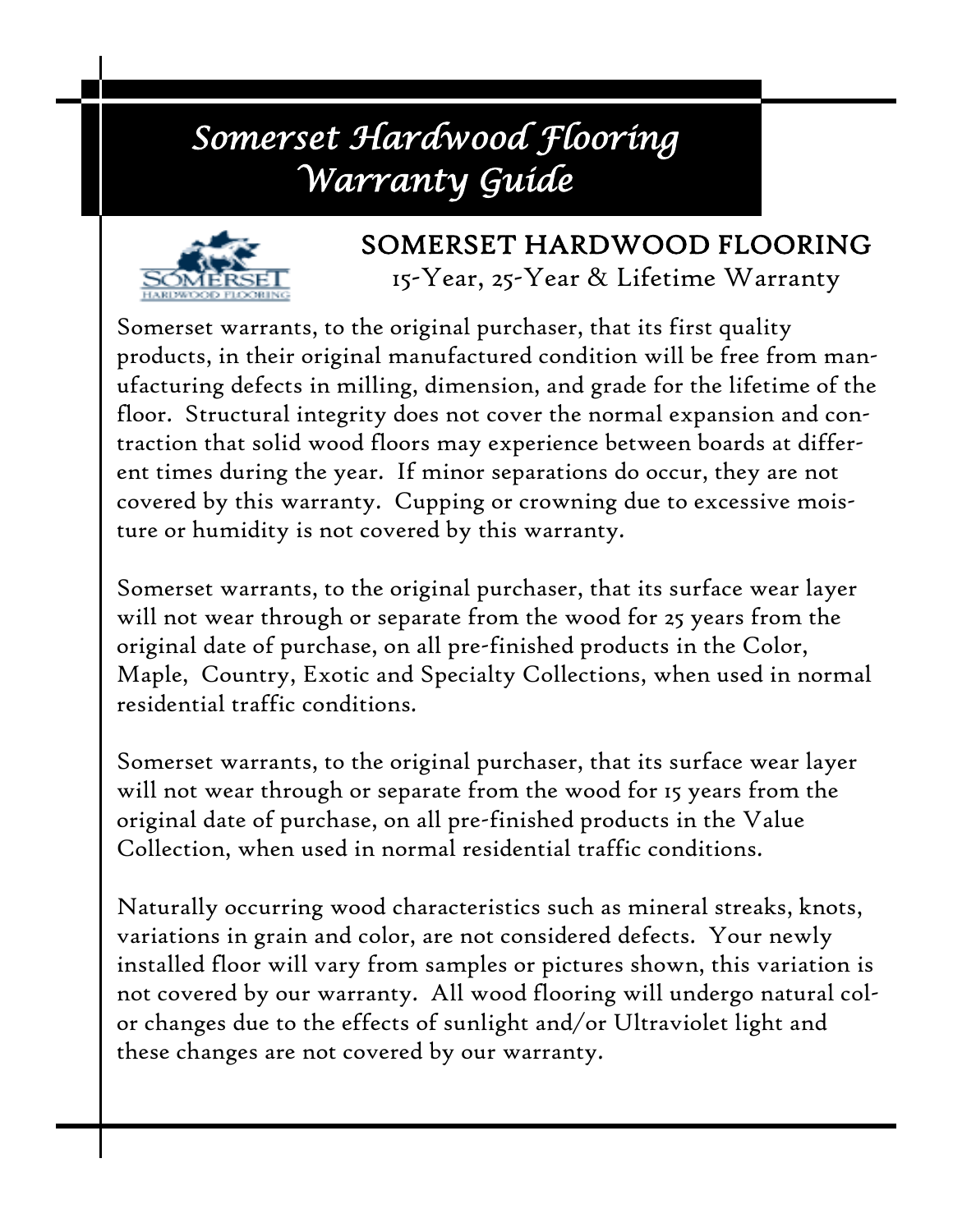# Somerset Hardwood Flooring Warranty Guide

## SOMERSET HARDWOOD FLOORING

15-Year, 25-Year & Lifetime Warranty

Somerset warrants, to the original purchaser, that its first quality products, in their original manufactured condition will be free from manufacturing defects in milling, dimension, and grade for the lifetime of the floor. Structural integrity does not cover the normal expansion and contraction that solid wood floors may experience between boards at different times during the year. If minor separations do occur, they are not covered by this warranty. Cupping or crowning due to excessive moisture or humidity is not covered by this warranty.

Somerset warrants, to the original purchaser, that its surface wear layer will not wear through or separate from the wood for 25 years from the original date of purchase, on all pre-finished products in the Color, Maple, Country, Exotic and Specialty Collections, when used in normal residential traffic conditions.

Somerset warrants, to the original purchaser, that its surface wear layer will not wear through or separate from the wood for 15 years from the original date of purchase, on all pre-finished products in the Value Collection, when used in normal residential traffic conditions.

Naturally occurring wood characteristics such as mineral streaks, knots, variations in grain and color, are not considered defects. Your newly installed floor will vary from samples or pictures shown, this variation is not covered by our warranty. All wood flooring will undergo natural color changes due to the effects of sunlight and/or Ultraviolet light and these changes are not covered by our warranty.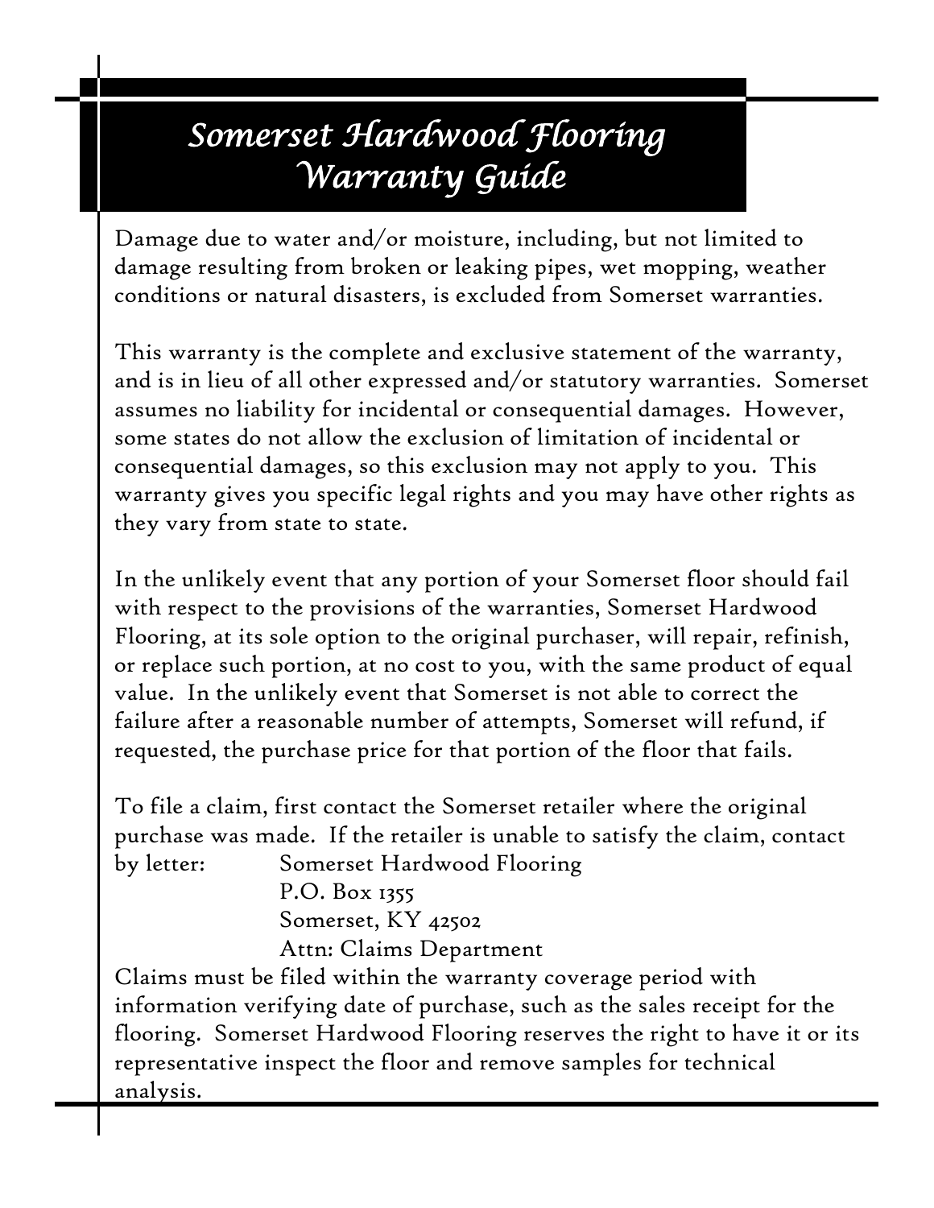# *Somerset Hardwood Flooring Warranty Guide*

Damage due to water and/or moisture, including, but not limited to damage resulting from broken or leaking pipes, wet mopping, weather conditions or natural disasters, is excluded from Somerset warranties.

This warranty is the complete and exclusive statement of the warranty, and is in lieu of all other expressed and/or statutory warranties. Somerset assumes no liability for incidental or consequential damages. However, some states do not allow the exclusion of limitation of incidental or consequential damages, so this exclusion may not apply to you. This warranty gives you specific legal rights and you may have other rights as they vary from state to state.

In the unlikely event that any portion of your Somerset floor should fail with respect to the provisions of the warranties, Somerset Hardwood Flooring, at its sole option to the original purchaser, will repair, refinish, or replace such portion, at no cost to you, with the same product of equal value. In the unlikely event that Somerset is not able to correct the failure after a reasonable number of attempts, Somerset will refund, if requested, the purchase price for that portion of the floor that fails.

To file a claim, first contact the Somerset retailer where the original purchase was made. If the retailer is unable to satisfy the claim, contact by letter:

Somerset Hardwood Flooring
P.O. Box 1355
Somerset, KY 42502
Attn: Claims Department

Claims must be filed within the warranty coverage period with information verifying date of purchase, such as the sales receipt for the flooring. Somerset Hardwood Flooring reserves the right to have it or its representative inspect the floor and remove samples for technical analysis.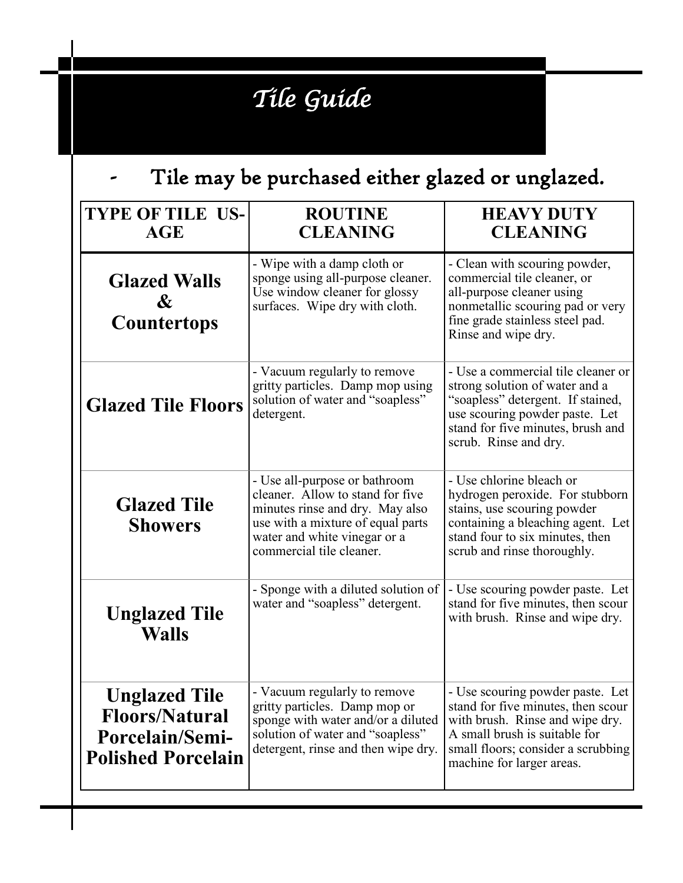# *Tile Guide*

- Tile may be purchased either glazed or unglazed.

| TYPE OF TILE USAGE | ROUTINE CLEANING | HEAVY DUTY CLEANING |
|---|---|---|
| **Glazed Walls & Countertops** | - Wipe with a damp cloth or sponge using all-purpose cleaner. Use window cleaner for glossy surfaces. Wipe dry with cloth. | - Clean with scouring powder, commercial tile cleaner, or all-purpose cleaner using nonmetallic scouring pad or very fine grade stainless steel pad. Rinse and wipe dry. |
| **Glazed Tile Floors** | - Vacuum regularly to remove gritty particles. Damp mop using solution of water and "soapless" detergent. | - Use a commercial tile cleaner or strong solution of water and a "soapless" detergent. If stained, use scouring powder paste. Let stand for five minutes, brush and scrub. Rinse and dry. |
| **Glazed Tile Showers** | - Use all-purpose or bathroom cleaner. Allow to stand for five minutes rinse and dry. May also use with a mixture of equal parts water and white vinegar or a commercial tile cleaner. | - Use chlorine bleach or hydrogen peroxide. For stubborn stains, use scouring powder containing a bleaching agent. Let stand four to six minutes, then scrub and rinse thoroughly. |
| **Unglazed Tile Walls** | - Sponge with a diluted solution of water and "soapless" detergent. | - Use scouring powder paste. Let stand for five minutes, then scour with brush. Rinse and wipe dry. |
| **Unglazed Tile Floors/Natural Porcelain/Semi-Polished Porcelain** | - Vacuum regularly to remove gritty particles. Damp mop or sponge with water and/or a diluted solution of water and "soapless" detergent, rinse and then wipe dry. | - Use scouring powder paste. Let stand for five minutes, then scour with brush. Rinse and wipe dry. A small brush is suitable for small floors; consider a scrubbing machine for larger areas. |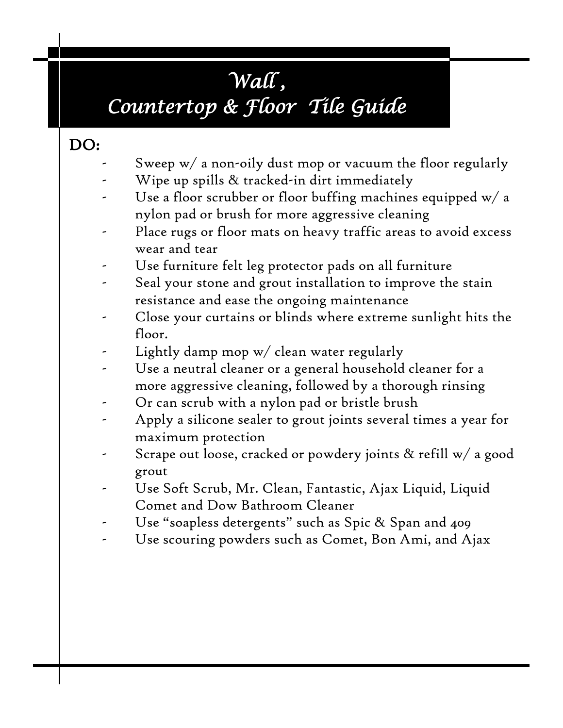# *Wall ,*
# *Countertop & Floor Tile Guide*

## DO:

- Sweep w/ a non-oily dust mop or vacuum the floor regularly
- Wipe up spills & tracked-in dirt immediately
- Use a floor scrubber or floor buffing machines equipped w/ a nylon pad or brush for more aggressive cleaning
- Place rugs or floor mats on heavy traffic areas to avoid excess wear and tear
- Use furniture felt leg protector pads on all furniture
- Seal your stone and grout installation to improve the stain resistance and ease the ongoing maintenance
- Close your curtains or blinds where extreme sunlight hits the floor.
- Lightly damp mop w/ clean water regularly
- Use a neutral cleaner or a general household cleaner for a more aggressive cleaning, followed by a thorough rinsing
- Or can scrub with a nylon pad or bristle brush
- Apply a silicone sealer to grout joints several times a year for maximum protection
- Scrape out loose, cracked or powdery joints & refill w/ a good grout
- Use Soft Scrub, Mr. Clean, Fantastic, Ajax Liquid, Liquid Comet and Dow Bathroom Cleaner
- Use "soapless detergents" such as Spic & Span and 409
- Use scouring powders such as Comet, Bon Ami, and Ajax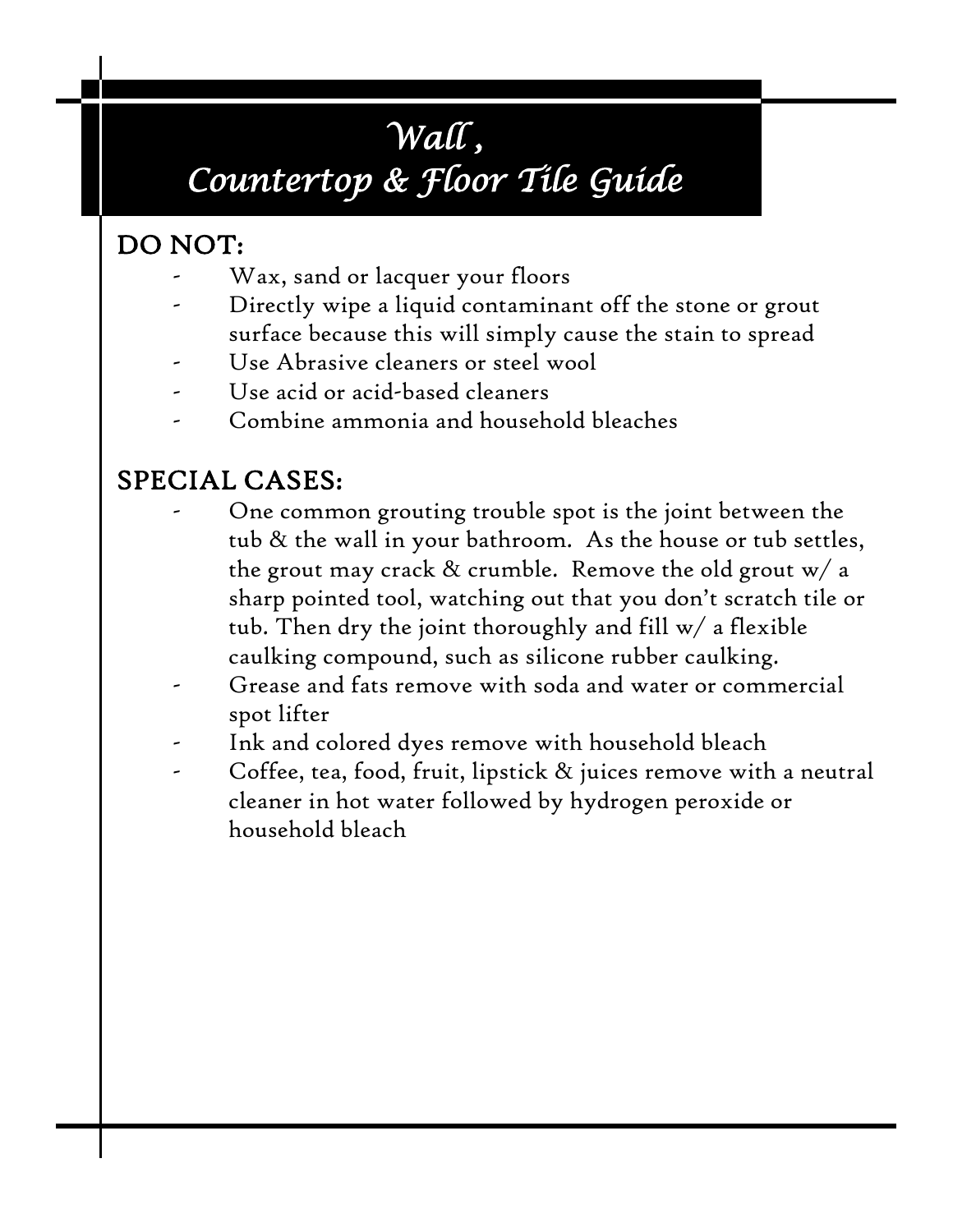# *Wall , Countertop & Floor Tile Guide*

## DO NOT:

- Wax, sand or lacquer your floors
- Directly wipe a liquid contaminant off the stone or grout surface because this will simply cause the stain to spread
- Use Abrasive cleaners or steel wool
- Use acid or acid-based cleaners
- Combine ammonia and household bleaches

## SPECIAL CASES:

- One common grouting trouble spot is the joint between the tub & the wall in your bathroom. As the house or tub settles, the grout may crack & crumble. Remove the old grout w/ a sharp pointed tool, watching out that you don't scratch tile or tub. Then dry the joint thoroughly and fill w/ a flexible caulking compound, such as silicone rubber caulking.
- Grease and fats remove with soda and water or commercial spot lifter
- Ink and colored dyes remove with household bleach
- Coffee, tea, food, fruit, lipstick & juices remove with a neutral cleaner in hot water followed by hydrogen peroxide or household bleach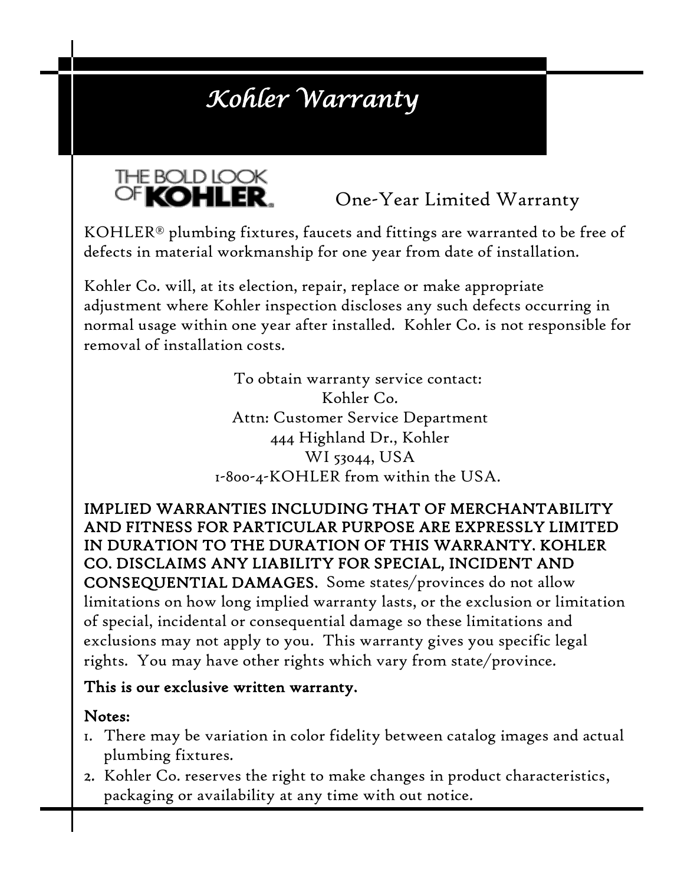# *Kohler Warranty*

THE BOLD LOOK OF **KOHLER**.

## One-Year Limited Warranty

KOHLER® plumbing fixtures, faucets and fittings are warranted to be free of defects in material workmanship for one year from date of installation.

Kohler Co. will, at its election, repair, replace or make appropriate adjustment where Kohler inspection discloses any such defects occurring in normal usage within one year after installed. Kohler Co. is not responsible for removal of installation costs.

To obtain warranty service contact:
Kohler Co.
Attn: Customer Service Department
444 Highland Dr., Kohler
WI 53044, USA
1-800-4-KOHLER from within the USA.

**IMPLIED WARRANTIES INCLUDING THAT OF MERCHANTABILITY AND FITNESS FOR PARTICULAR PURPOSE ARE EXPRESSLY LIMITED IN DURATION TO THE DURATION OF THIS WARRANTY. KOHLER CO. DISCLAIMS ANY LIABILITY FOR SPECIAL, INCIDENT AND CONSEQUENTIAL DAMAGES.** Some states/provinces do not allow limitations on how long implied warranty lasts, or the exclusion or limitation of special, incidental or consequential damage so these limitations and exclusions may not apply to you. This warranty gives you specific legal rights. You may have other rights which vary from state/province.

**This is our exclusive written warranty.**

**Notes:**

1. There may be variation in color fidelity between catalog images and actual plumbing fixtures.
2. Kohler Co. reserves the right to make changes in product characteristics, packaging or availability at any time with out notice.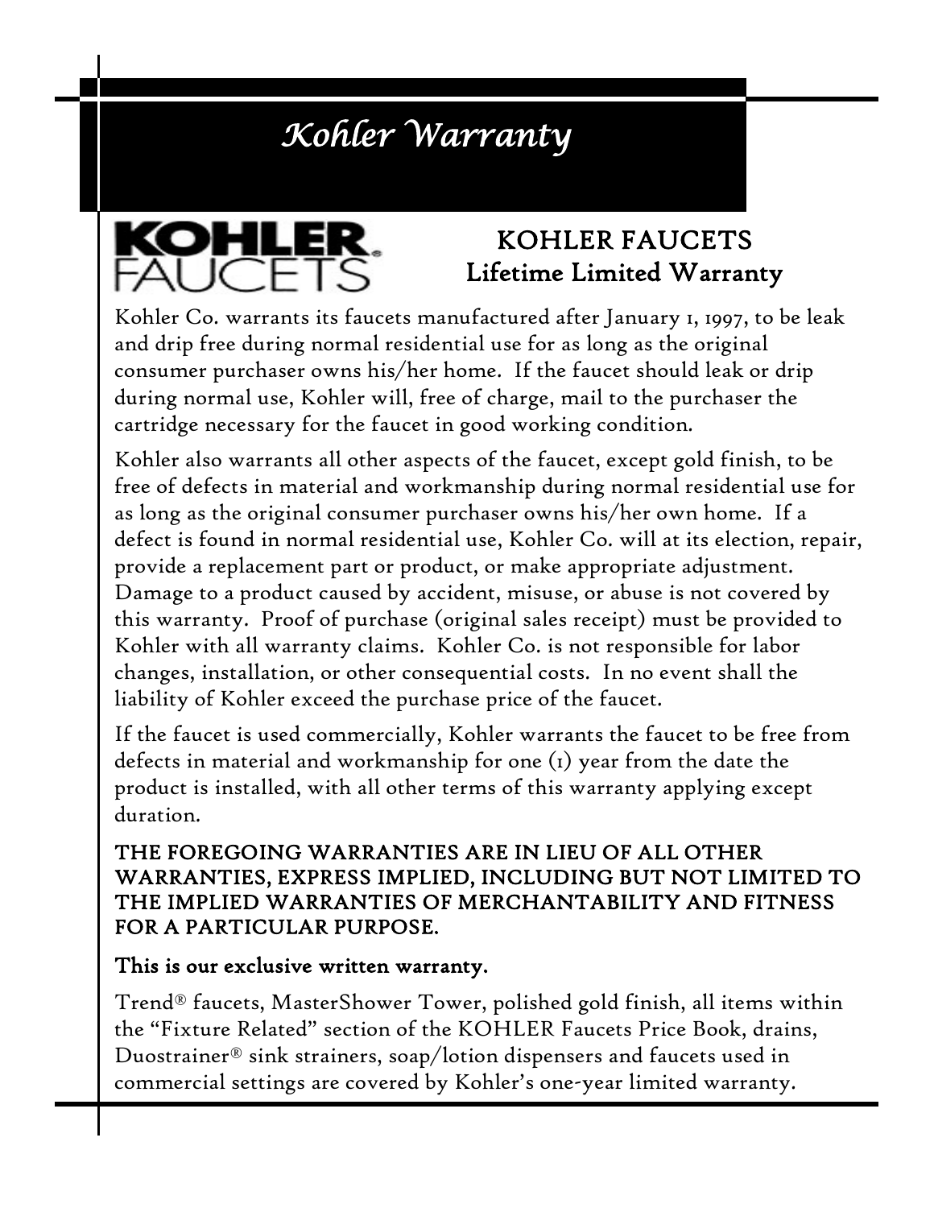# *Kohler Warranty*

KOHLER FAUCETS

## KOHLER FAUCETS
## Lifetime Limited Warranty

Kohler Co. warrants its faucets manufactured after January 1, 1997, to be leak and drip free during normal residential use for as long as the original consumer purchaser owns his/her home. If the faucet should leak or drip during normal use, Kohler will, free of charge, mail to the purchaser the cartridge necessary for the faucet in good working condition.

Kohler also warrants all other aspects of the faucet, except gold finish, to be free of defects in material and workmanship during normal residential use for as long as the original consumer purchaser owns his/her own home. If a defect is found in normal residential use, Kohler Co. will at its election, repair, provide a replacement part or product, or make appropriate adjustment. Damage to a product caused by accident, misuse, or abuse is not covered by this warranty. Proof of purchase (original sales receipt) must be provided to Kohler with all warranty claims. Kohler Co. is not responsible for labor changes, installation, or other consequential costs. In no event shall the liability of Kohler exceed the purchase price of the faucet.

If the faucet is used commercially, Kohler warrants the faucet to be free from defects in material and workmanship for one (1) year from the date the product is installed, with all other terms of this warranty applying except duration.

**THE FOREGOING WARRANTIES ARE IN LIEU OF ALL OTHER WARRANTIES, EXPRESS IMPLIED, INCLUDING BUT NOT LIMITED TO THE IMPLIED WARRANTIES OF MERCHANTABILITY AND FITNESS FOR A PARTICULAR PURPOSE.**

**This is our exclusive written warranty.**

Trend® faucets, MasterShower Tower, polished gold finish, all items within the "Fixture Related" section of the KOHLER Faucets Price Book, drains, Duostrainer® sink strainers, soap/lotion dispensers and faucets used in commercial settings are covered by Kohler's one-year limited warranty.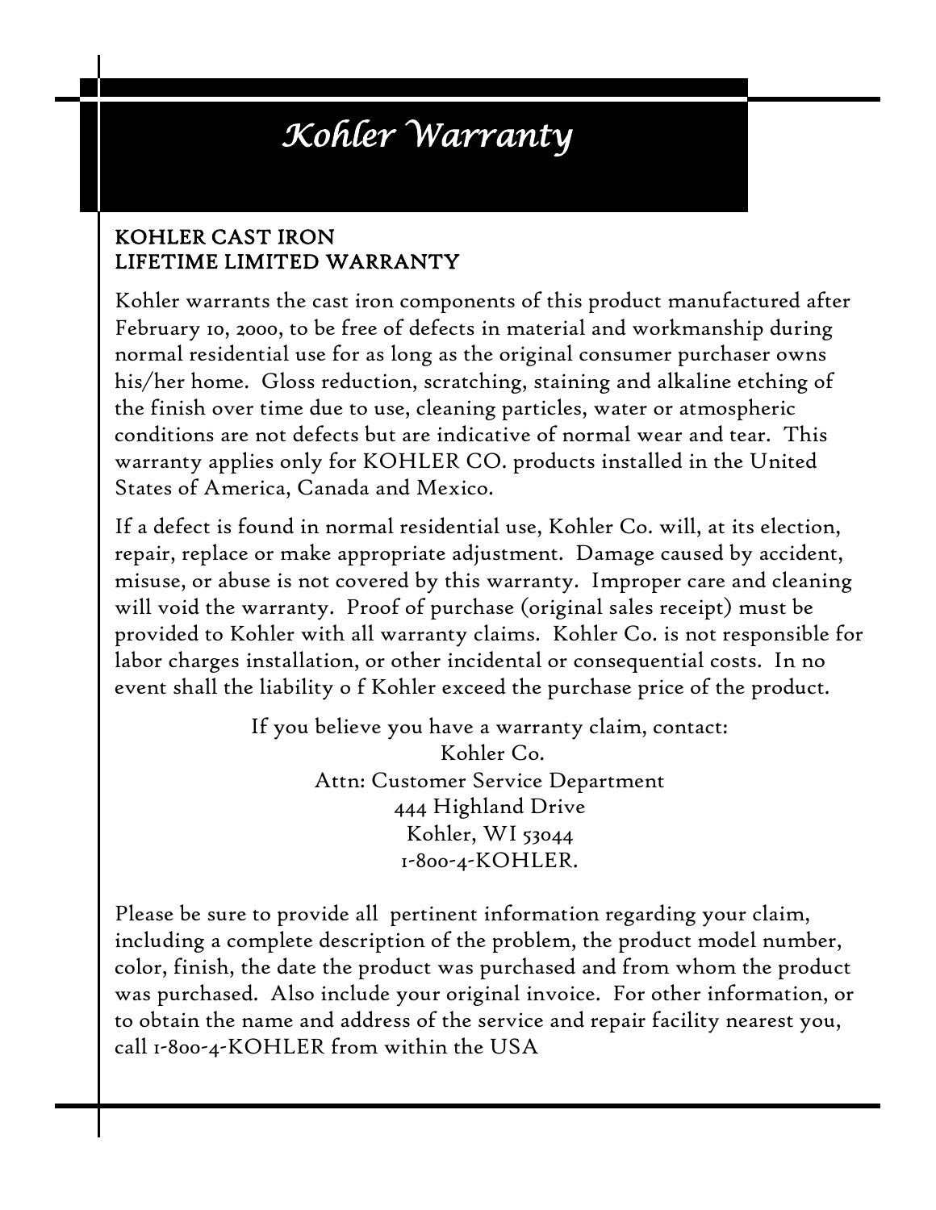# *Kohler Warranty*

## KOHLER CAST IRON
## LIFETIME LIMITED WARRANTY

Kohler warrants the cast iron components of this product manufactured after February 10, 2000, to be free of defects in material and workmanship during normal residential use for as long as the original consumer purchaser owns his/her home. Gloss reduction, scratching, staining and alkaline etching of the finish over time due to use, cleaning particles, water or atmospheric conditions are not defects but are indicative of normal wear and tear. This warranty applies only for KOHLER CO. products installed in the United States of America, Canada and Mexico.

If a defect is found in normal residential use, Kohler Co. will, at its election, repair, replace or make appropriate adjustment. Damage caused by accident, misuse, or abuse is not covered by this warranty. Improper care and cleaning will void the warranty. Proof of purchase (original sales receipt) must be provided to Kohler with all warranty claims. Kohler Co. is not responsible for labor charges installation, or other incidental or consequential costs. In no event shall the liability o f Kohler exceed the purchase price of the product.

If you believe you have a warranty claim, contact:
Kohler Co.
Attn: Customer Service Department
444 Highland Drive
Kohler, WI 53044
1-800-4-KOHLER.

Please be sure to provide all pertinent information regarding your claim, including a complete description of the problem, the product model number, color, finish, the date the product was purchased and from whom the product was purchased. Also include your original invoice. For other information, or to obtain the name and address of the service and repair facility nearest you, call 1-800-4-KOHLER from within the USA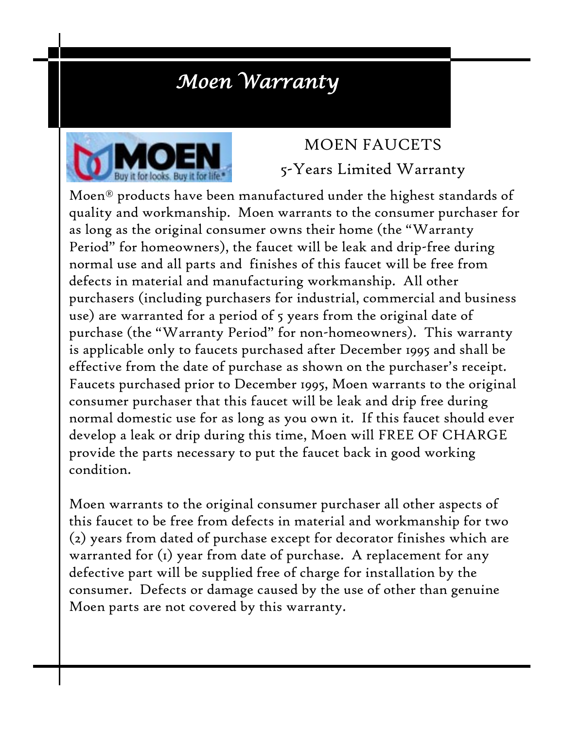# *Moen Warranty*

MOEN FAUCETS

5-Years Limited Warranty

Moen® products have been manufactured under the highest standards of quality and workmanship. Moen warrants to the consumer purchaser for as long as the original consumer owns their home (the "Warranty Period" for homeowners), the faucet will be leak and drip-free during normal use and all parts and finishes of this faucet will be free from defects in material and manufacturing workmanship. All other purchasers (including purchasers for industrial, commercial and business use) are warranted for a period of 5 years from the original date of purchase (the "Warranty Period" for non-homeowners). This warranty is applicable only to faucets purchased after December 1995 and shall be effective from the date of purchase as shown on the purchaser's receipt. Faucets purchased prior to December 1995, Moen warrants to the original consumer purchaser that this faucet will be leak and drip free during normal domestic use for as long as you own it. If this faucet should ever develop a leak or drip during this time, Moen will FREE OF CHARGE provide the parts necessary to put the faucet back in good working condition.

Moen warrants to the original consumer purchaser all other aspects of this faucet to be free from defects in material and workmanship for two (2) years from dated of purchase except for decorator finishes which are warranted for (1) year from date of purchase. A replacement for any defective part will be supplied free of charge for installation by the consumer. Defects or damage caused by the use of other than genuine Moen parts are not covered by this warranty.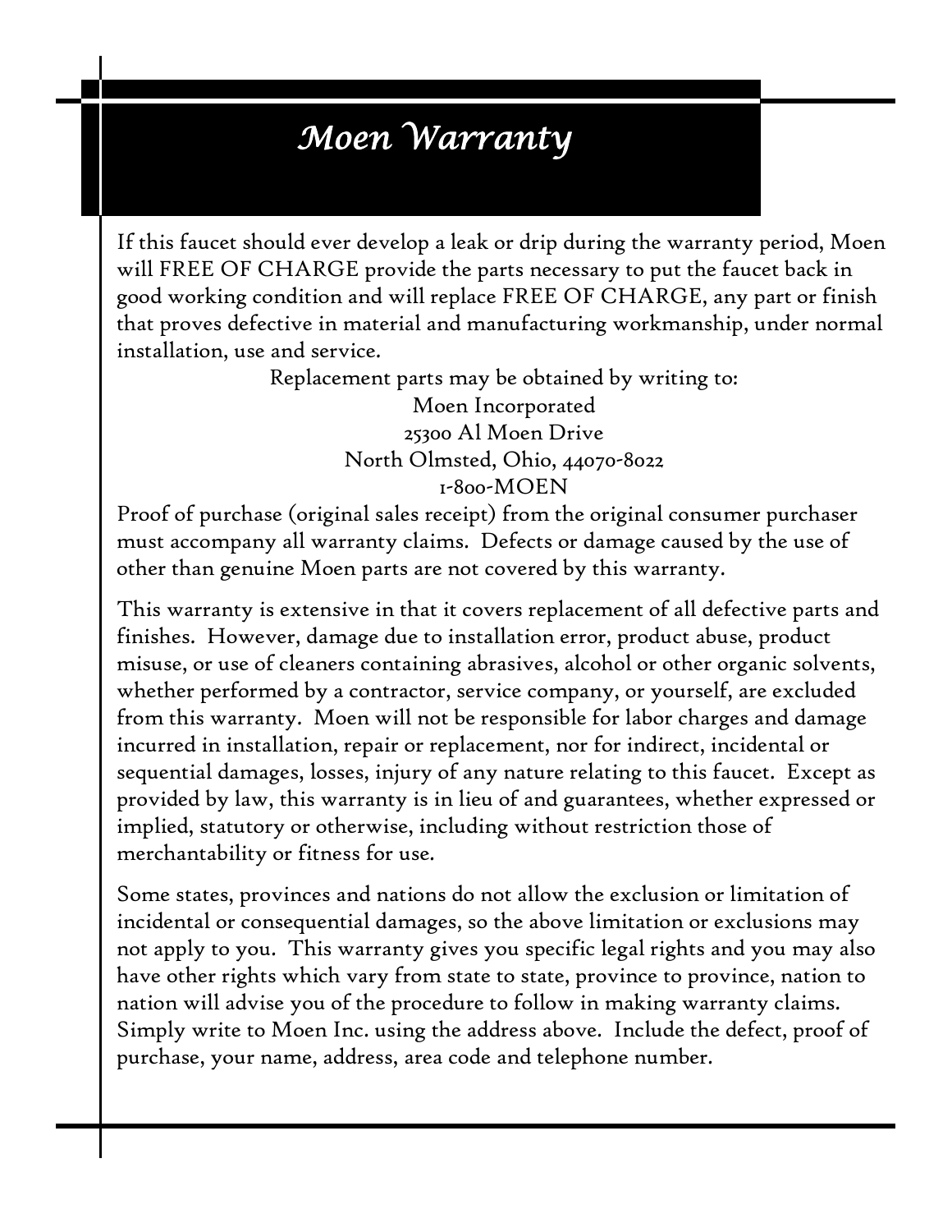# *Moen Warranty*

If this faucet should ever develop a leak or drip during the warranty period, Moen will FREE OF CHARGE provide the parts necessary to put the faucet back in good working condition and will replace FREE OF CHARGE, any part or finish that proves defective in material and manufacturing workmanship, under normal installation, use and service.

Replacement parts may be obtained by writing to:
Moen Incorporated
25300 Al Moen Drive
North Olmsted, Ohio, 44070-8022
1-800-MOEN

Proof of purchase (original sales receipt) from the original consumer purchaser must accompany all warranty claims. Defects or damage caused by the use of other than genuine Moen parts are not covered by this warranty.

This warranty is extensive in that it covers replacement of all defective parts and finishes. However, damage due to installation error, product abuse, product misuse, or use of cleaners containing abrasives, alcohol or other organic solvents, whether performed by a contractor, service company, or yourself, are excluded from this warranty. Moen will not be responsible for labor charges and damage incurred in installation, repair or replacement, nor for indirect, incidental or sequential damages, losses, injury of any nature relating to this faucet. Except as provided by law, this warranty is in lieu of and guarantees, whether expressed or implied, statutory or otherwise, including without restriction those of merchantability or fitness for use.

Some states, provinces and nations do not allow the exclusion or limitation of incidental or consequential damages, so the above limitation or exclusions may not apply to you. This warranty gives you specific legal rights and you may also have other rights which vary from state to state, province to province, nation to nation will advise you of the procedure to follow in making warranty claims. Simply write to Moen Inc. using the address above. Include the defect, proof of purchase, your name, address, area code and telephone number.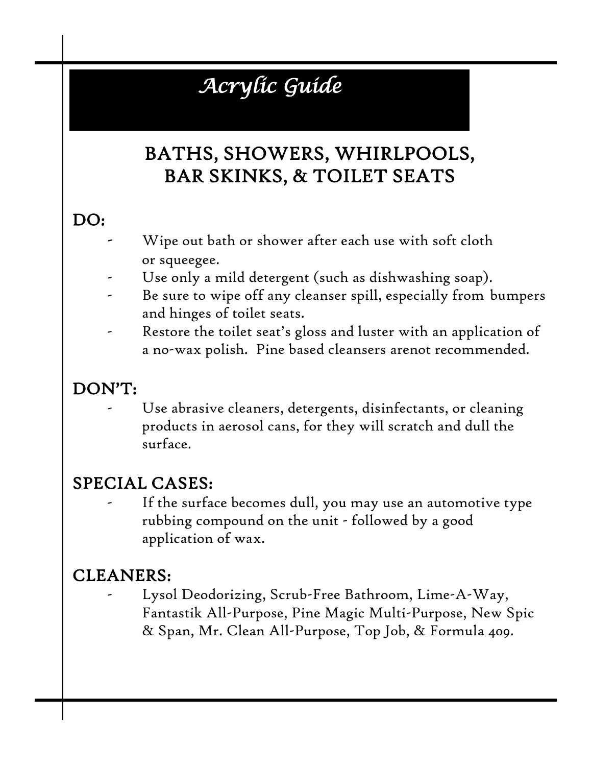# *Acrylic Guide*

## BATHS, SHOWERS, WHIRLPOOLS, BAR SKINKS, & TOILET SEATS

### DO:

- Wipe out bath or shower after each use with soft cloth or squeegee.
- Use only a mild detergent (such as dishwashing soap).
- Be sure to wipe off any cleanser spill, especially from bumpers and hinges of toilet seats.
- Restore the toilet seat's gloss and luster with an application of a no-wax polish. Pine based cleansers arenot recommended.

### DON'T:

- Use abrasive cleaners, detergents, disinfectants, or cleaning products in aerosol cans, for they will scratch and dull the surface.

### SPECIAL CASES:

- If the surface becomes dull, you may use an automotive type rubbing compound on the unit - followed by a good application of wax.

### CLEANERS:

- Lysol Deodorizing, Scrub-Free Bathroom, Lime-A-Way, Fantastik All-Purpose, Pine Magic Multi-Purpose, New Spic & Span, Mr. Clean All-Purpose, Top Job, & Formula 409.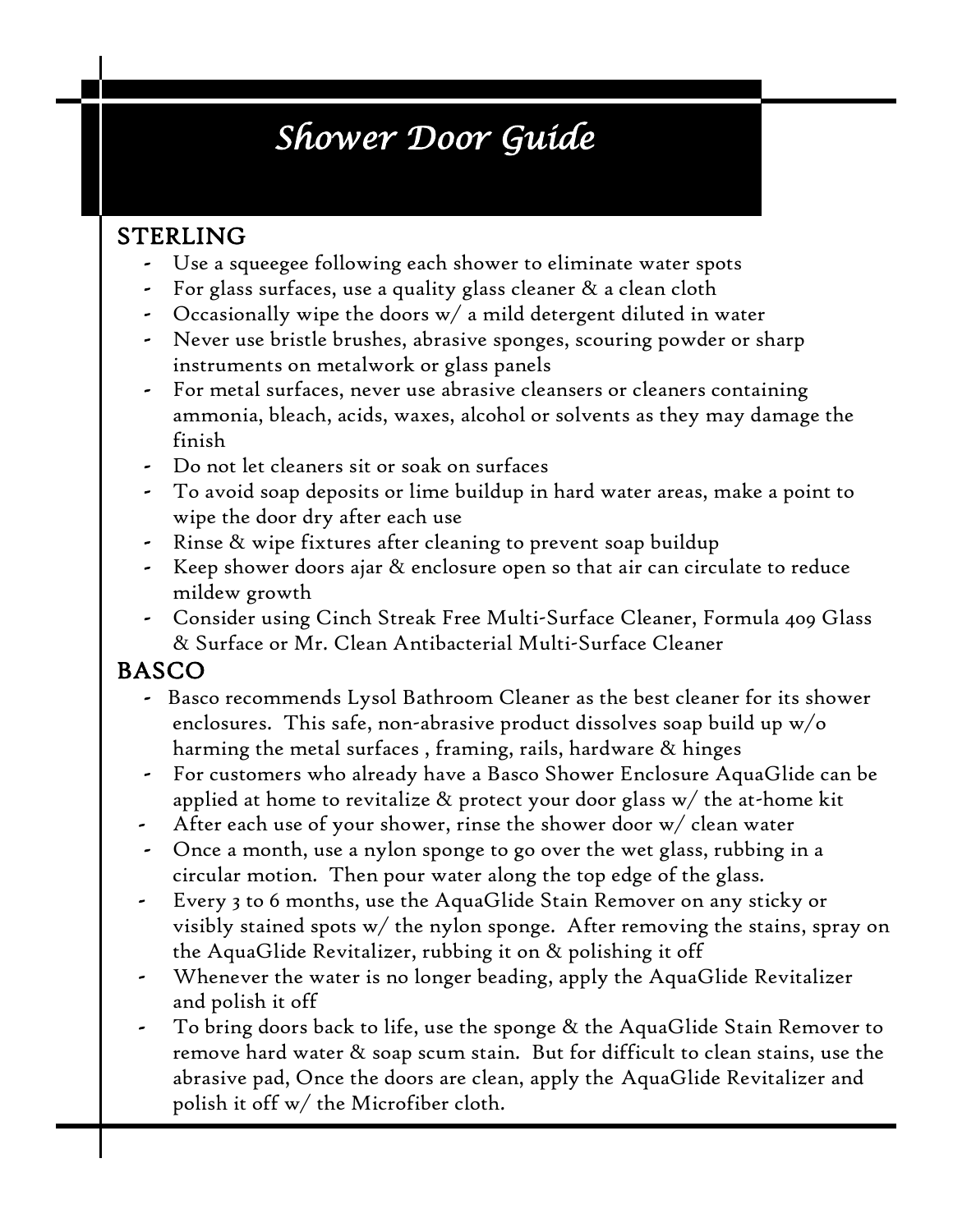# *Shower Door Guide*

## STERLING

- Use a squeegee following each shower to eliminate water spots
- For glass surfaces, use a quality glass cleaner & a clean cloth
- Occasionally wipe the doors w/ a mild detergent diluted in water
- Never use bristle brushes, abrasive sponges, scouring powder or sharp instruments on metalwork or glass panels
- For metal surfaces, never use abrasive cleansers or cleaners containing ammonia, bleach, acids, waxes, alcohol or solvents as they may damage the finish
- Do not let cleaners sit or soak on surfaces
- To avoid soap deposits or lime buildup in hard water areas, make a point to wipe the door dry after each use
- Rinse & wipe fixtures after cleaning to prevent soap buildup
- Keep shower doors ajar & enclosure open so that air can circulate to reduce mildew growth
- Consider using Cinch Streak Free Multi-Surface Cleaner, Formula 409 Glass & Surface or Mr. Clean Antibacterial Multi-Surface Cleaner

## BASCO

- Basco recommends Lysol Bathroom Cleaner as the best cleaner for its shower enclosures. This safe, non-abrasive product dissolves soap build up w/o harming the metal surfaces , framing, rails, hardware & hinges
- For customers who already have a Basco Shower Enclosure AquaGlide can be applied at home to revitalize & protect your door glass w/ the at-home kit
- After each use of your shower, rinse the shower door w/ clean water
- Once a month, use a nylon sponge to go over the wet glass, rubbing in a circular motion. Then pour water along the top edge of the glass.
- Every 3 to 6 months, use the AquaGlide Stain Remover on any sticky or visibly stained spots w/ the nylon sponge. After removing the stains, spray on the AquaGlide Revitalizer, rubbing it on & polishing it off
- Whenever the water is no longer beading, apply the AquaGlide Revitalizer and polish it off
- To bring doors back to life, use the sponge & the AquaGlide Stain Remover to remove hard water & soap scum stain. But for difficult to clean stains, use the abrasive pad, Once the doors are clean, apply the AquaGlide Revitalizer and polish it off w/ the Microfiber cloth.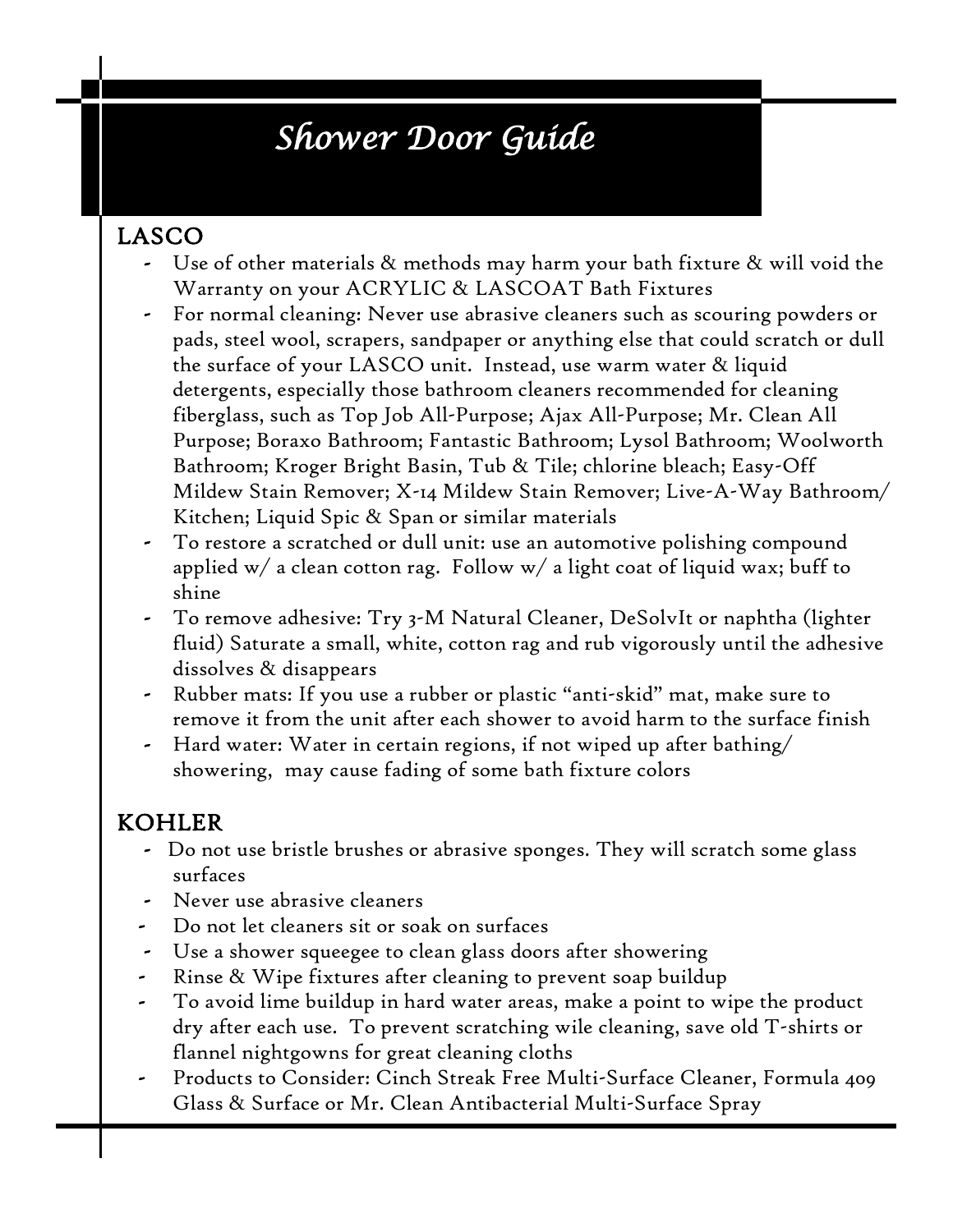# *Shower Door Guide*

## LASCO

- Use of other materials & methods may harm your bath fixture & will void the Warranty on your ACRYLIC & LASCOAT Bath Fixtures
- For normal cleaning: Never use abrasive cleaners such as scouring powders or pads, steel wool, scrapers, sandpaper or anything else that could scratch or dull the surface of your LASCO unit. Instead, use warm water & liquid detergents, especially those bathroom cleaners recommended for cleaning fiberglass, such as Top Job All-Purpose; Ajax All-Purpose; Mr. Clean All Purpose; Boraxo Bathroom; Fantastic Bathroom; Lysol Bathroom; Woolworth Bathroom; Kroger Bright Basin, Tub & Tile; chlorine bleach; Easy-Off Mildew Stain Remover; X-14 Mildew Stain Remover; Live-A-Way Bathroom/ Kitchen; Liquid Spic & Span or similar materials
- To restore a scratched or dull unit: use an automotive polishing compound applied w/ a clean cotton rag. Follow w/ a light coat of liquid wax; buff to shine
- To remove adhesive: Try 3-M Natural Cleaner, DeSolvIt or naphtha (lighter fluid) Saturate a small, white, cotton rag and rub vigorously until the adhesive dissolves & disappears
- Rubber mats: If you use a rubber or plastic "anti-skid" mat, make sure to remove it from the unit after each shower to avoid harm to the surface finish
- Hard water: Water in certain regions, if not wiped up after bathing/ showering, may cause fading of some bath fixture colors

## KOHLER

- Do not use bristle brushes or abrasive sponges. They will scratch some glass surfaces
- Never use abrasive cleaners
- Do not let cleaners sit or soak on surfaces
- Use a shower squeegee to clean glass doors after showering
- Rinse & Wipe fixtures after cleaning to prevent soap buildup
- To avoid lime buildup in hard water areas, make a point to wipe the product dry after each use. To prevent scratching wile cleaning, save old T-shirts or flannel nightgowns for great cleaning cloths
- Products to Consider: Cinch Streak Free Multi-Surface Cleaner, Formula 409 Glass & Surface or Mr. Clean Antibacterial Multi-Surface Spray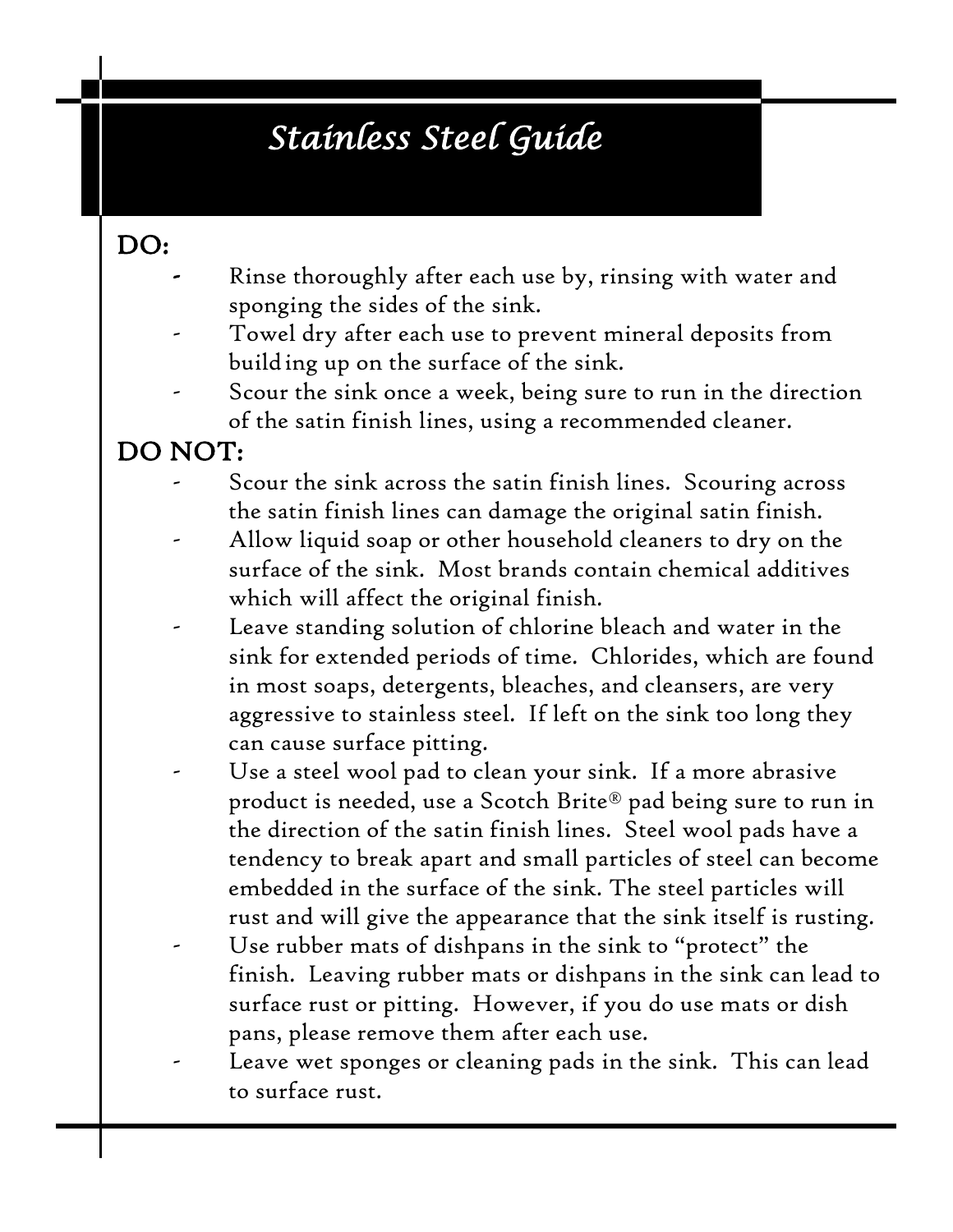# *Stainless Steel Guide*

## DO:

- Rinse thoroughly after each use by, rinsing with water and sponging the sides of the sink.
- Towel dry after each use to prevent mineral deposits from building up on the surface of the sink.
- Scour the sink once a week, being sure to run in the direction of the satin finish lines, using a recommended cleaner.

## DO NOT:

- Scour the sink across the satin finish lines. Scouring across the satin finish lines can damage the original satin finish.
- Allow liquid soap or other household cleaners to dry on the surface of the sink. Most brands contain chemical additives which will affect the original finish.
- Leave standing solution of chlorine bleach and water in the sink for extended periods of time. Chlorides, which are found in most soaps, detergents, bleaches, and cleansers, are very aggressive to stainless steel. If left on the sink too long they can cause surface pitting.
- Use a steel wool pad to clean your sink. If a more abrasive product is needed, use a Scotch Brite® pad being sure to run in the direction of the satin finish lines. Steel wool pads have a tendency to break apart and small particles of steel can become embedded in the surface of the sink. The steel particles will rust and will give the appearance that the sink itself is rusting.
- Use rubber mats of dishpans in the sink to "protect" the finish. Leaving rubber mats or dishpans in the sink can lead to surface rust or pitting. However, if you do use mats or dish pans, please remove them after each use.
- Leave wet sponges or cleaning pads in the sink. This can lead to surface rust.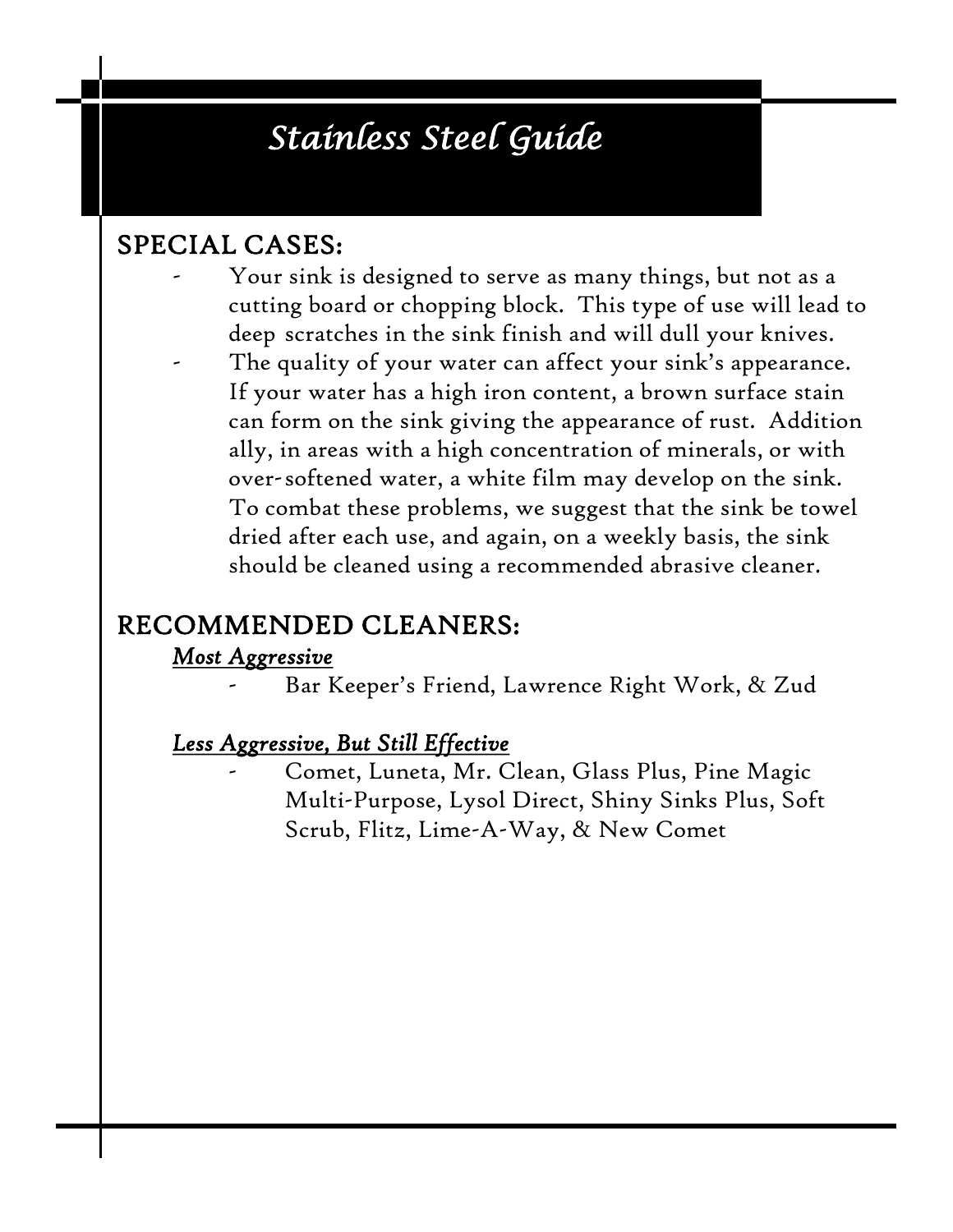# *Stainless Steel Guide*

## SPECIAL CASES:

- Your sink is designed to serve as many things, but not as a cutting board or chopping block. This type of use will lead to deep scratches in the sink finish and will dull your knives.
- The quality of your water can affect your sink's appearance. If your water has a high iron content, a brown surface stain can form on the sink giving the appearance of rust. Addition ally, in areas with a high concentration of minerals, or with over-softened water, a white film may develop on the sink. To combat these problems, we suggest that the sink be towel dried after each use, and again, on a weekly basis, the sink should be cleaned using a recommended abrasive cleaner.

## RECOMMENDED CLEANERS:

***Most Aggressive***

- Bar Keeper's Friend, Lawrence Right Work, & Zud

***Less Aggressive, But Still Effective***

- Comet, Luneta, Mr. Clean, Glass Plus, Pine Magic Multi-Purpose, Lysol Direct, Shiny Sinks Plus, Soft Scrub, Flitz, Lime-A-Way, & New Comet